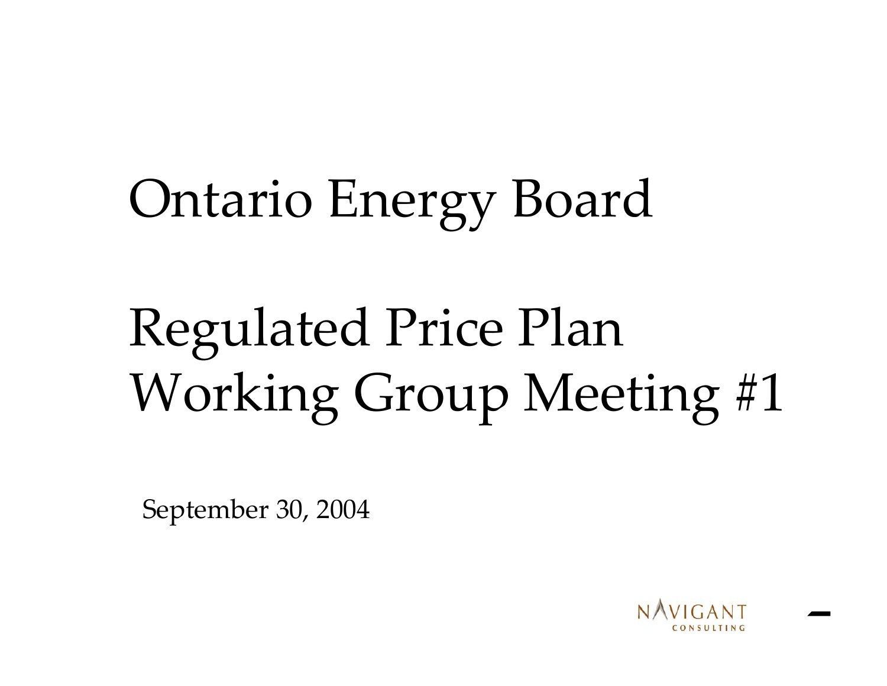# Ontario Energy Board

# Regulated Price Plan Working Group Meeting #1

September 30, 2004

NAVIGANT CONSULTING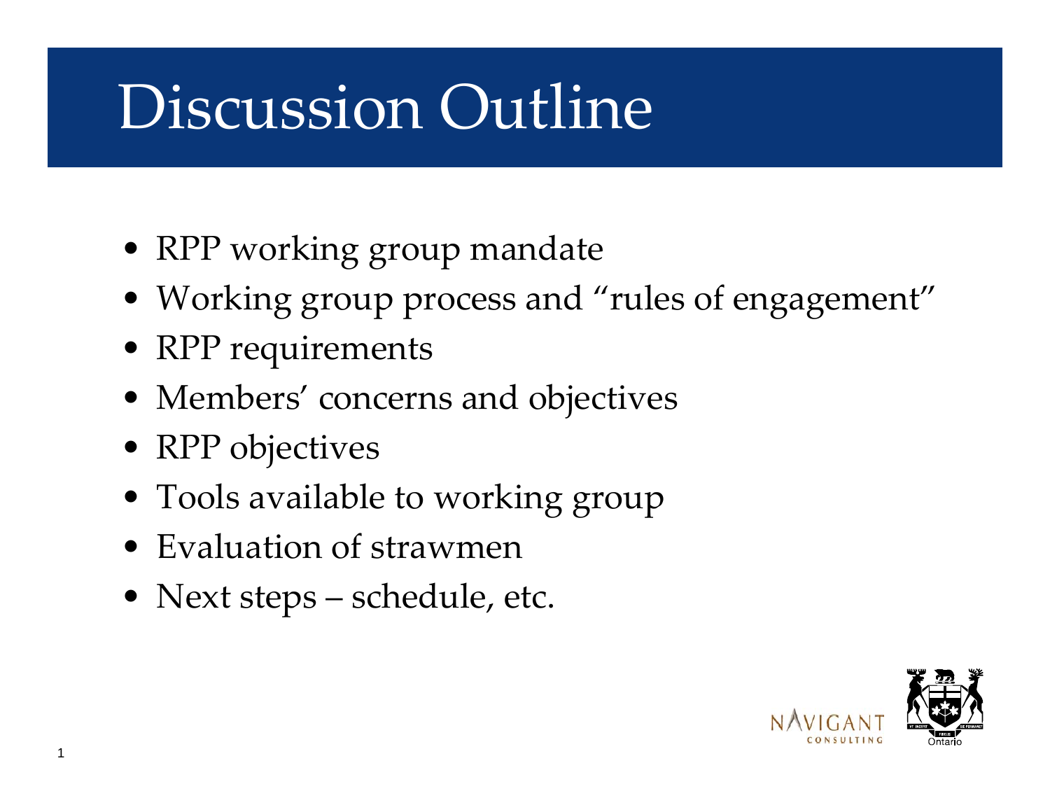# Discussion Outline

- RPP working group mandate
- Working group process and "rules of engagement"
- RPP requirements
- Members' concerns and objectives
- RPP objectives
- Tools available to working group
- Evaluation of strawmen
- Next steps – schedule, etc.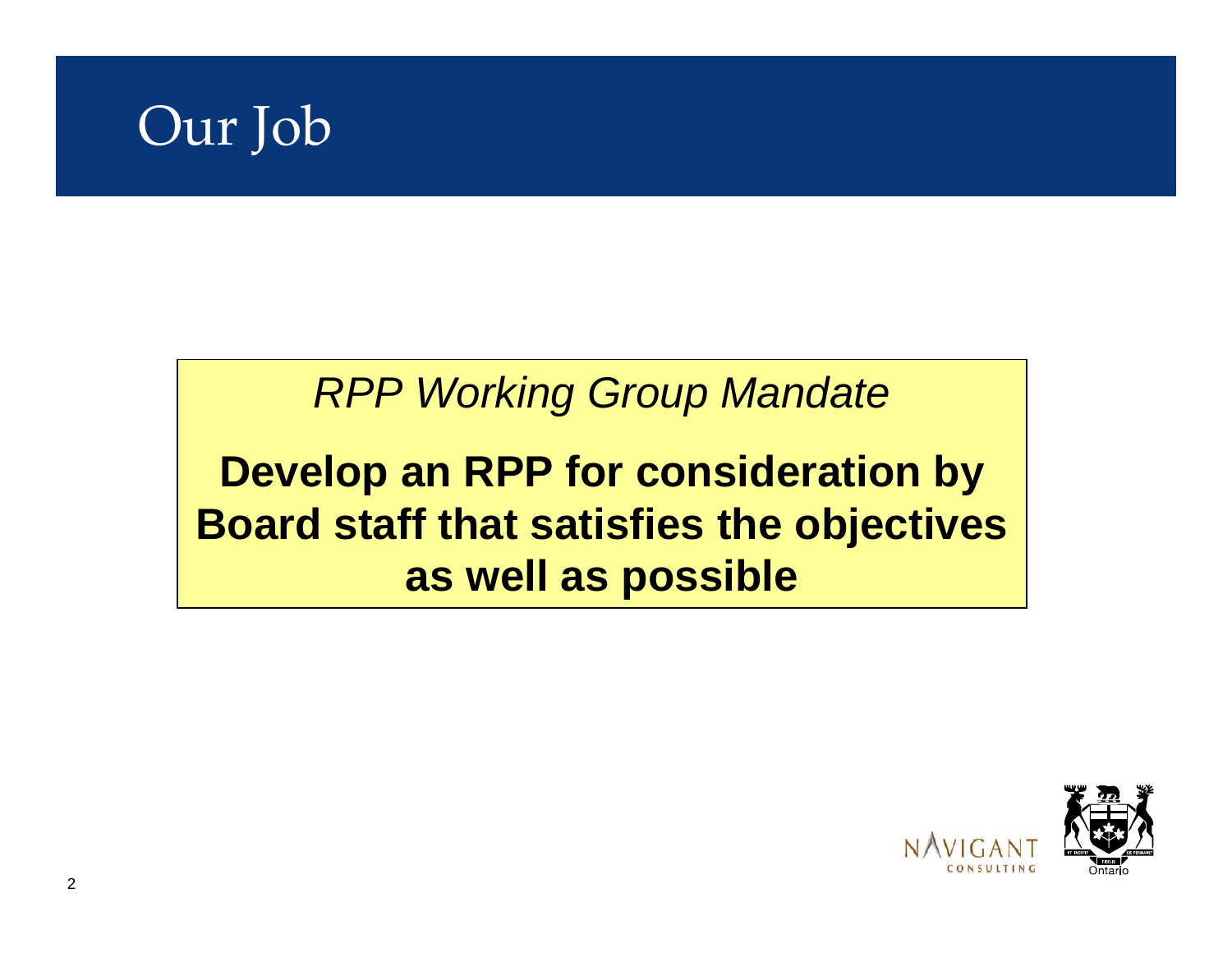# Our Job

*RPP Working Group Mandate*

**Develop an RPP for consideration by Board staff that satisfies the objectives as well as possible**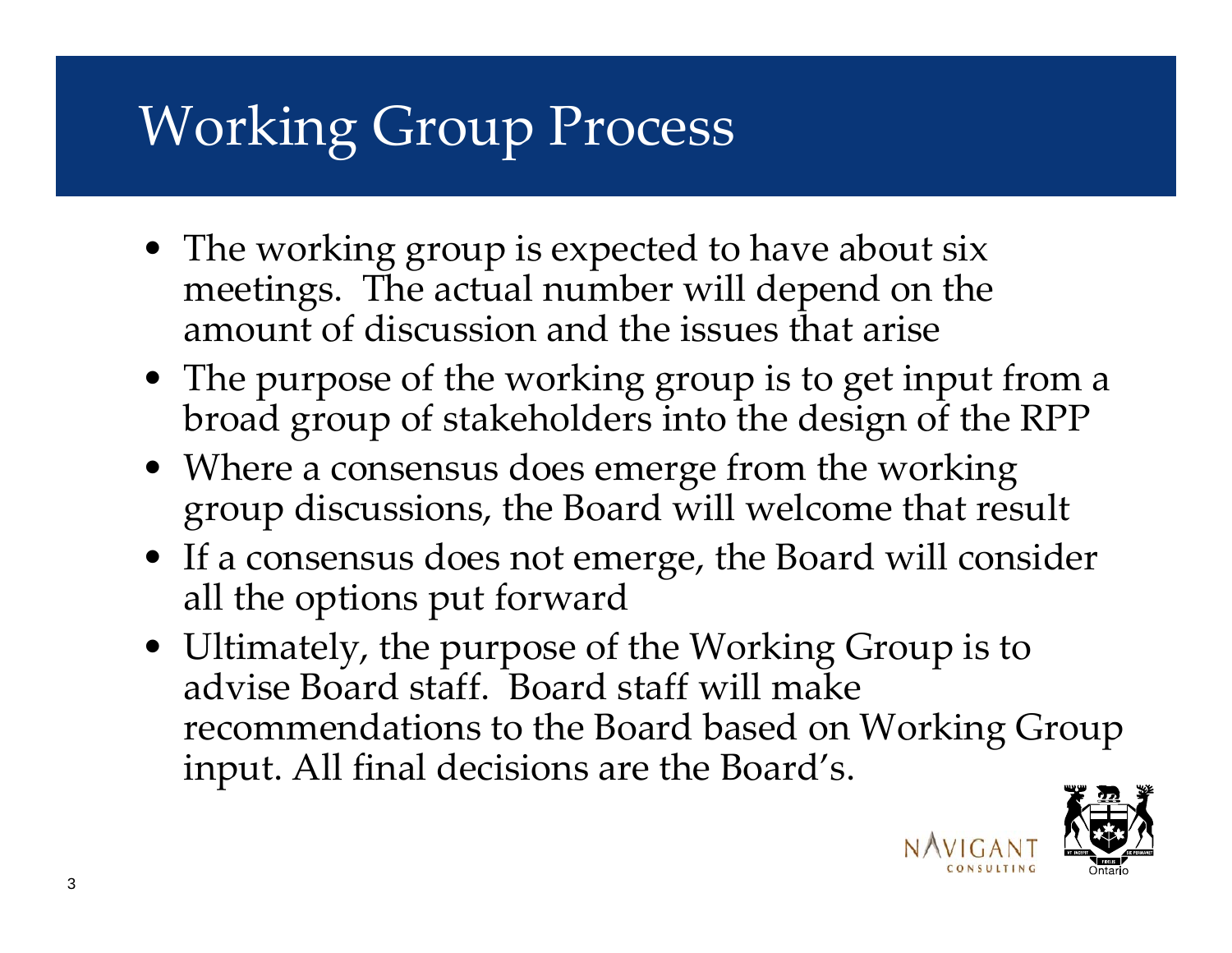# Working Group Process

- The working group is expected to have about six meetings. The actual number will depend on the amount of discussion and the issues that arise
- The purpose of the working group is to get input from a broad group of stakeholders into the design of the RPP
- Where a consensus does emerge from the working group discussions, the Board will welcome that result
- If a consensus does not emerge, the Board will consider all the options put forward
- Ultimately, the purpose of the Working Group is to advise Board staff. Board staff will make recommendations to the Board based on Working Group input. All final decisions are the Board's.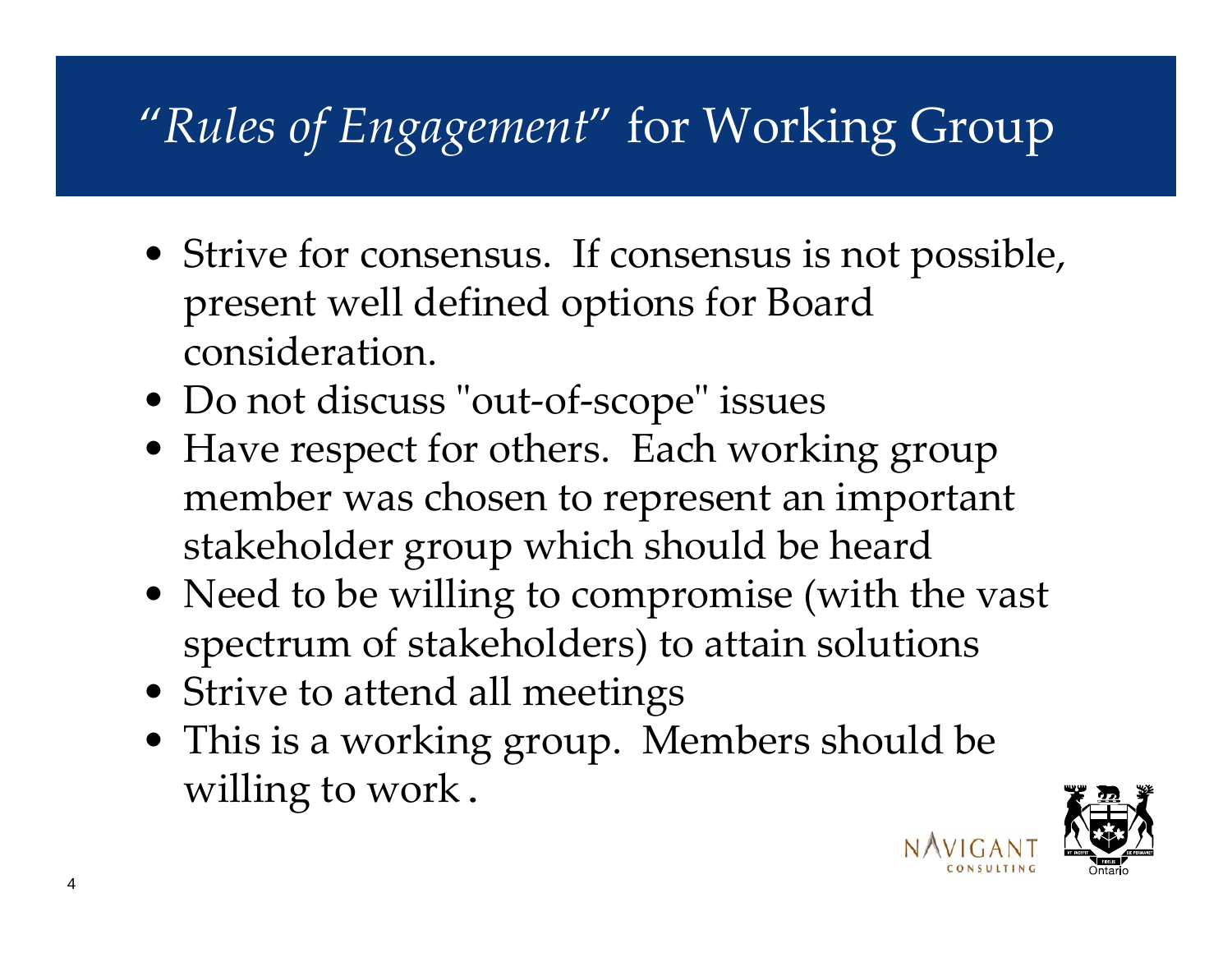# *"Rules of Engagement"* for Working Group

- Strive for consensus. If consensus is not possible, present well defined options for Board consideration.
- Do not discuss "out-of-scope" issues
- Have respect for others. Each working group member was chosen to represent an important stakeholder group which should be heard
- Need to be willing to compromise (with the vast spectrum of stakeholders) to attain solutions
- Strive to attend all meetings
- This is a working group. Members should be willing to work.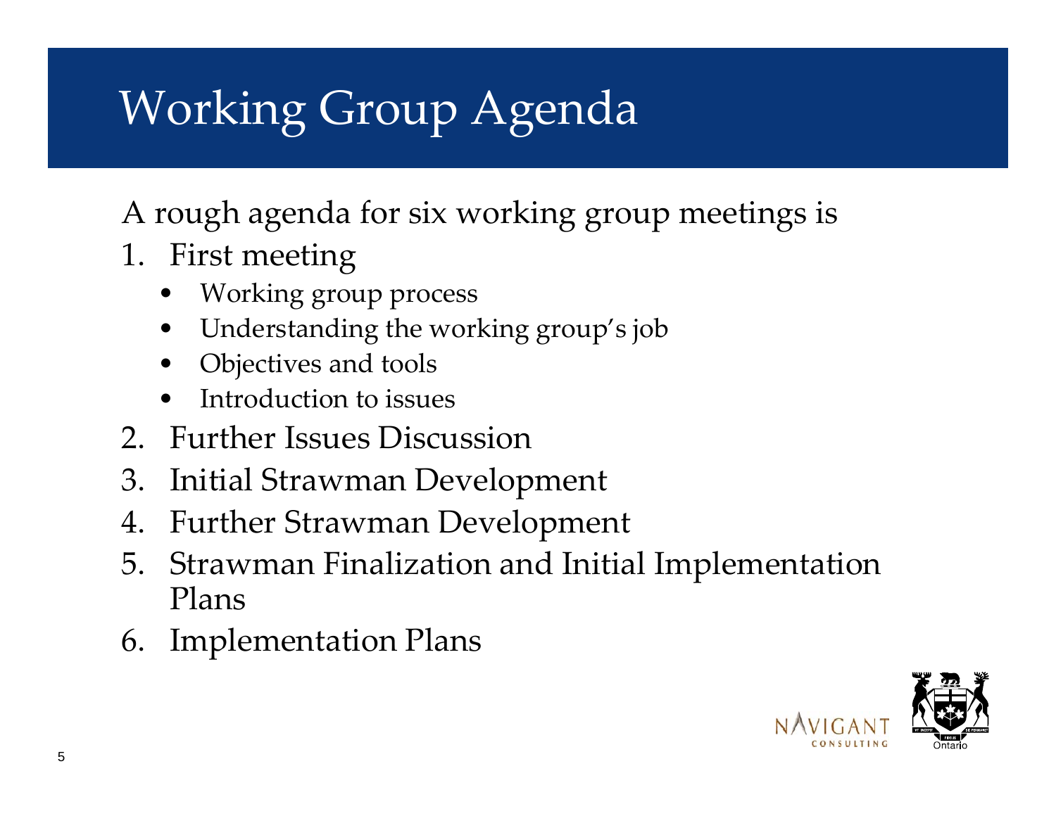# Working Group Agenda

A rough agenda for six working group meetings is

1. First meeting
   - Working group process
   - Understanding the working group's job
   - Objectives and tools
   - Introduction to issues
2. Further Issues Discussion
3. Initial Strawman Development
4. Further Strawman Development
5. Strawman Finalization and Initial Implementation Plans
6. Implementation Plans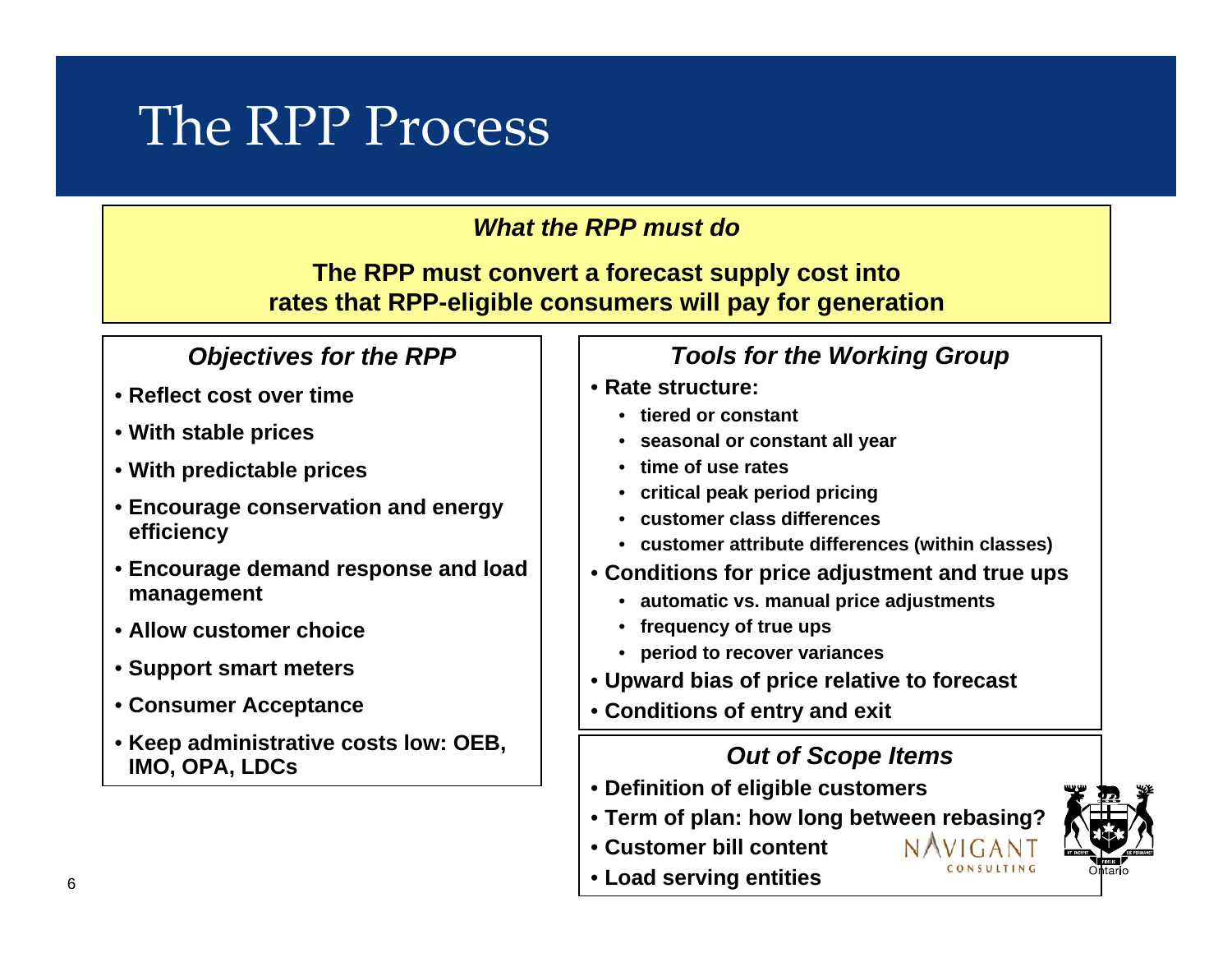# The RPP Process

### *What the RPP must do*

**The RPP must convert a forecast supply cost into rates that RPP-eligible consumers will pay for generation**

### *Objectives for the RPP*

- **Reflect cost over time**
- **With stable prices**
- **With predictable prices**
- **Encourage conservation and energy efficiency**
- **Encourage demand response and load management**
- **Allow customer choice**
- **Support smart meters**
- **Consumer Acceptance**
- **Keep administrative costs low: OEB, IMO, OPA, LDCs**

### *Tools for the Working Group*

- **Rate structure:**
  - **tiered or constant**
  - **seasonal or constant all year**
  - **time of use rates**
  - **critical peak period pricing**
  - **customer class differences**
  - **customer attribute differences (within classes)**
- **Conditions for price adjustment and true ups**
  - **automatic vs. manual price adjustments**
  - **frequency of true ups**
  - **period to recover variances**
- **Upward bias of price relative to forecast**
- **Conditions of entry and exit**

### *Out of Scope Items*

- **Definition of eligible customers**
- **Term of plan: how long between rebasing?**
- **Customer bill content**
- **Load serving entities**

NAVIGANT CONSULTING

Ontario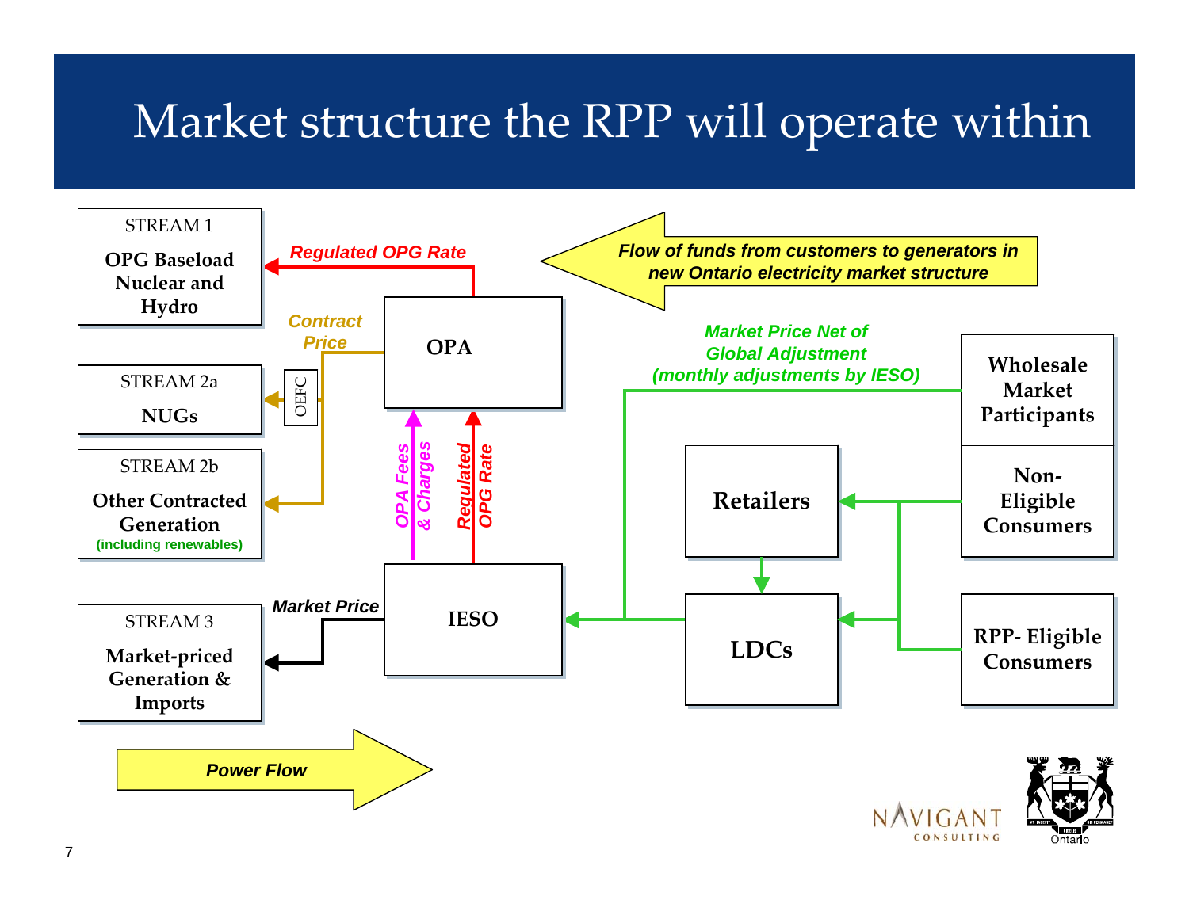# Market structure the RPP will operate within

STREAM 1

**OPG Baseload Nuclear and Hydro**

STREAM 2a

**NUGs**

STREAM 2b

**Other Contracted Generation**

(including renewables)

STREAM 3

**Market-priced Generation & Imports**

*Regulated OPG Rate*

*Contract Price*

OEFC

**OPA**

*OPA Fees & Charges*

*Regulated OPG Rate*

**IESO**

*Market Price*

*Flow of funds from customers to generators in new Ontario electricity market structure*

*Market Price Net of Global Adjustment (monthly adjustments by IESO)*

**Wholesale Market Participants**

**Non-Eligible Consumers**

**Retailers**

**LDCs**

**RPP- Eligible Consumers**

*Power Flow*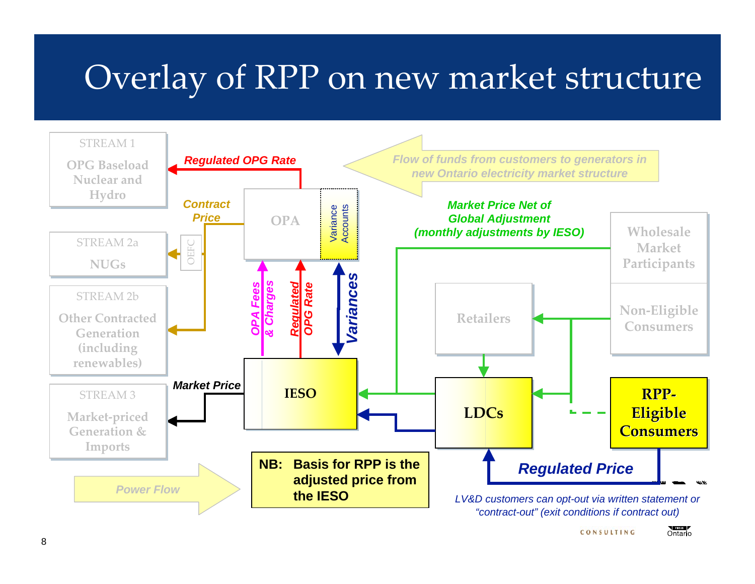# Overlay of RPP on new market structure

STREAM 1

OPG Baseload Nuclear and Hydro

STREAM 2a

NUGs

STREAM 2b

Other Contracted Generation (including renewables)

STREAM 3

Market-priced Generation & Imports

*Regulated OPG Rate*

*Contract Price*

OEFC

OPA

Variance Accounts

*Flow of funds from customers to generators in new Ontario electricity market structure*

*Market Price Net of Global Adjustment (monthly adjustments by IESO)*

Wholesale Market Participants

Non-Eligible Consumers

Retailers

*OPA Fees & Charges*

*Regulated OPG Rate*

*Variances*

*Market Price*

IESO

LDCs

RPP-Eligible Consumers

*Regulated Price*

*Power Flow*

**NB: Basis for RPP is the adjusted price from the IESO**

*LV&D customers can opt-out via written statement or "contract-out" (exit conditions if contract out)*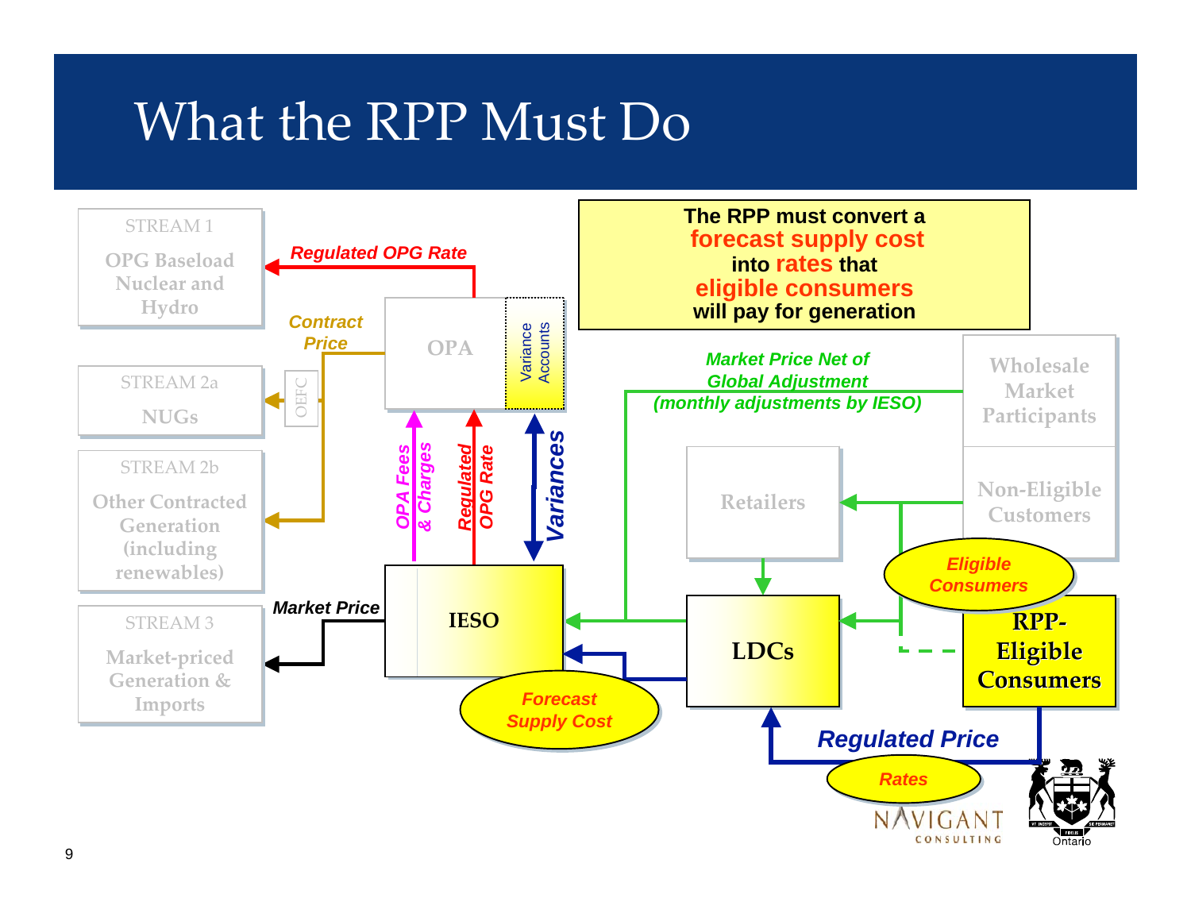# What the RPP Must Do

The RPP must convert a **forecast supply cost** into **rates** that **eligible consumers** will pay for generation

STREAM 1
OPG Baseload Nuclear and Hydro

*Regulated OPG Rate*

*Contract Price*

OPA

Variance Accounts

STREAM 2a
NUGs

OEFC

STREAM 2b
Other Contracted Generation (including renewables)

*OPA Fees & Charges*

*Regulated OPG Rate*

*Variances*

*Market Price Net of Global Adjustment (monthly adjustments by IESO)*

Wholesale Market Participants

Retailers

Non-Eligible Customers

*Eligible Consumers*

STREAM 3
Market-priced Generation & Imports

*Market Price*

IESO

LDCs

RPP-Eligible Consumers

*Forecast Supply Cost*

*Regulated Price*

*Rates*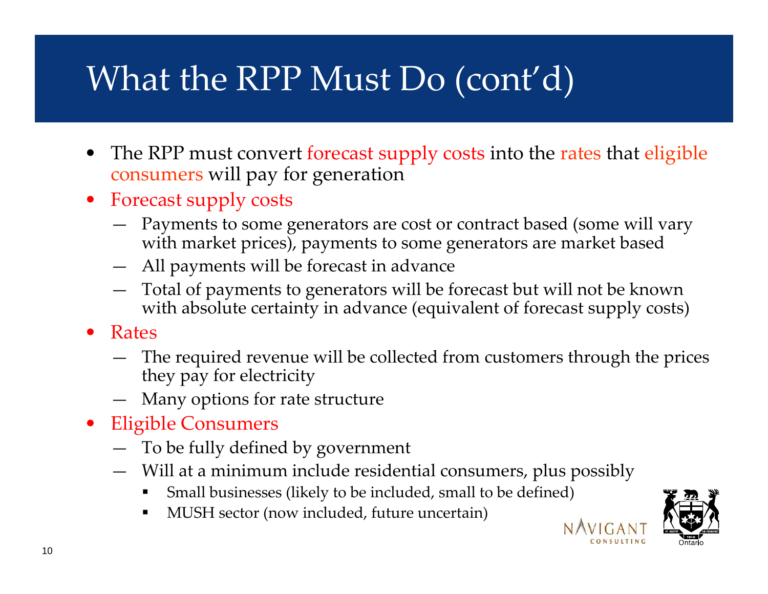# What the RPP Must Do (cont'd)

- The RPP must convert forecast supply costs into the rates that eligible consumers will pay for generation
- Forecast supply costs
  - Payments to some generators are cost or contract based (some will vary with market prices), payments to some generators are market based
  - All payments will be forecast in advance
  - Total of payments to generators will be forecast but will not be known with absolute certainty in advance (equivalent of forecast supply costs)
- Rates
  - The required revenue will be collected from customers through the prices they pay for electricity
  - Many options for rate structure
- Eligible Consumers
  - To be fully defined by government
  - Will at a minimum include residential consumers, plus possibly
    - Small businesses (likely to be included, small to be defined)
    - MUSH sector (now included, future uncertain)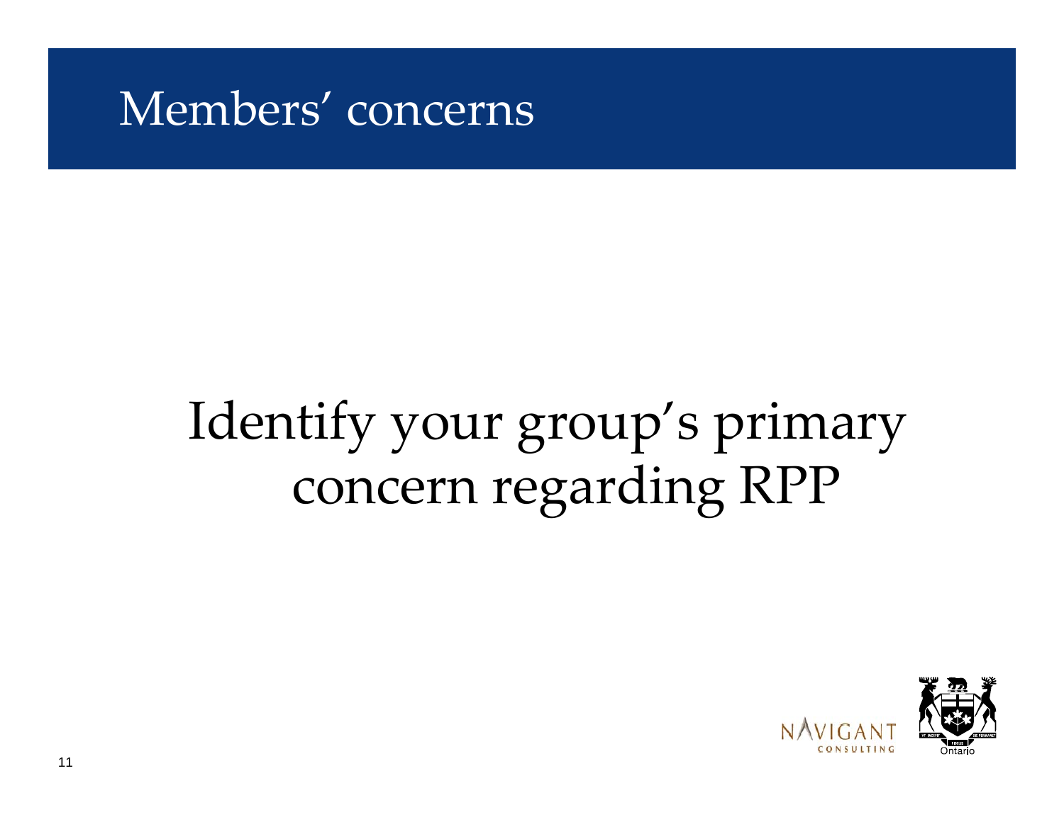# Members' concerns

Identify your group's primary concern regarding RPP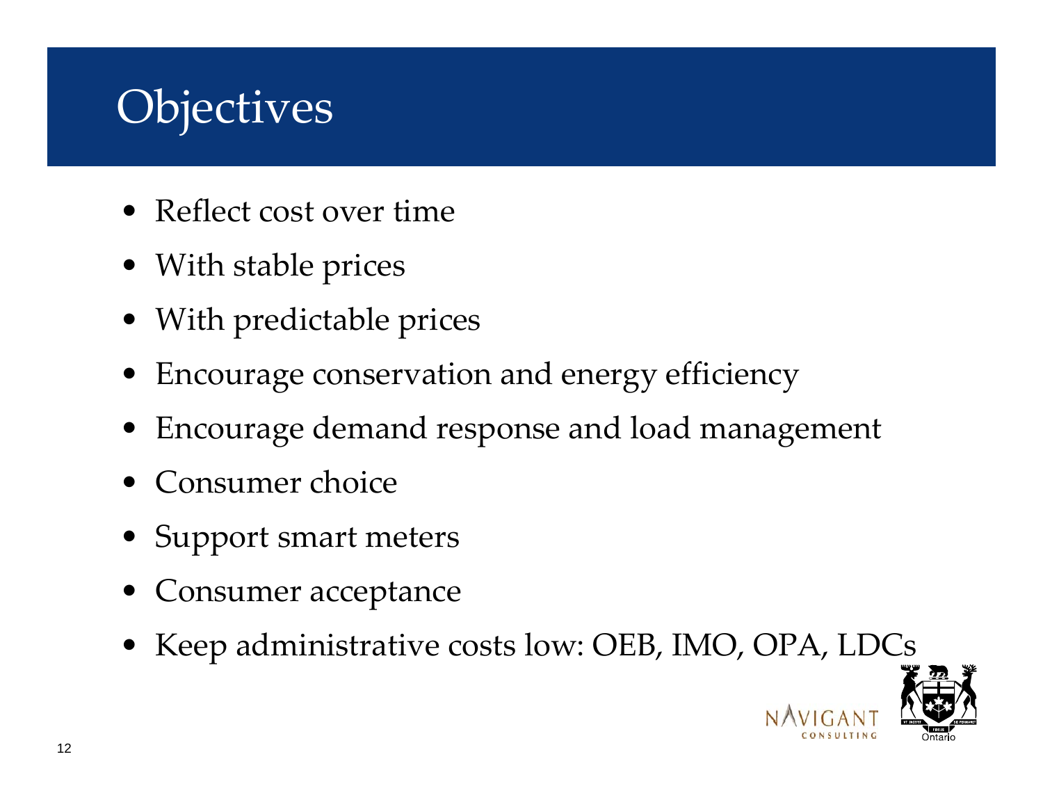# Objectives

- Reflect cost over time
- With stable prices
- With predictable prices
- Encourage conservation and energy efficiency
- Encourage demand response and load management
- Consumer choice
- Support smart meters
- Consumer acceptance
- Keep administrative costs low: OEB, IMO, OPA, LDCs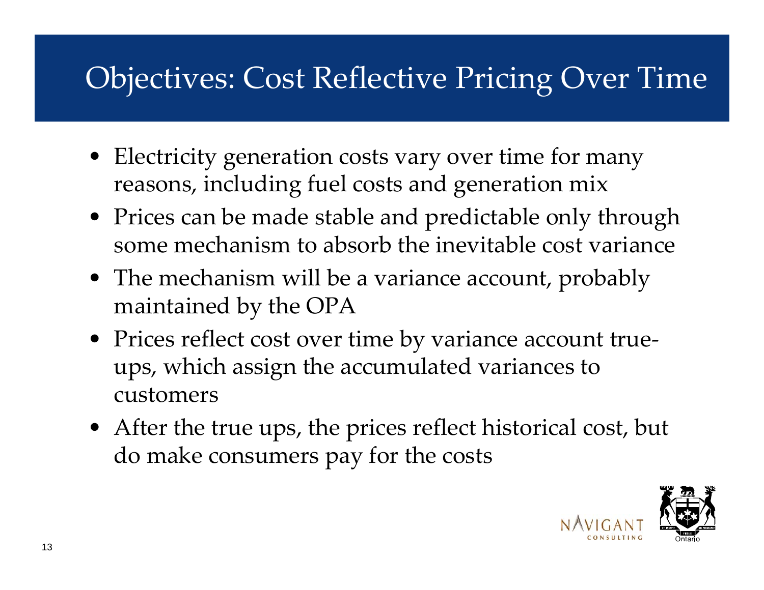# Objectives: Cost Reflective Pricing Over Time

- Electricity generation costs vary over time for many reasons, including fuel costs and generation mix
- Prices can be made stable and predictable only through some mechanism to absorb the inevitable cost variance
- The mechanism will be a variance account, probably maintained by the OPA
- Prices reflect cost over time by variance account true-ups, which assign the accumulated variances to customers
- After the true ups, the prices reflect historical cost, but do make consumers pay for the costs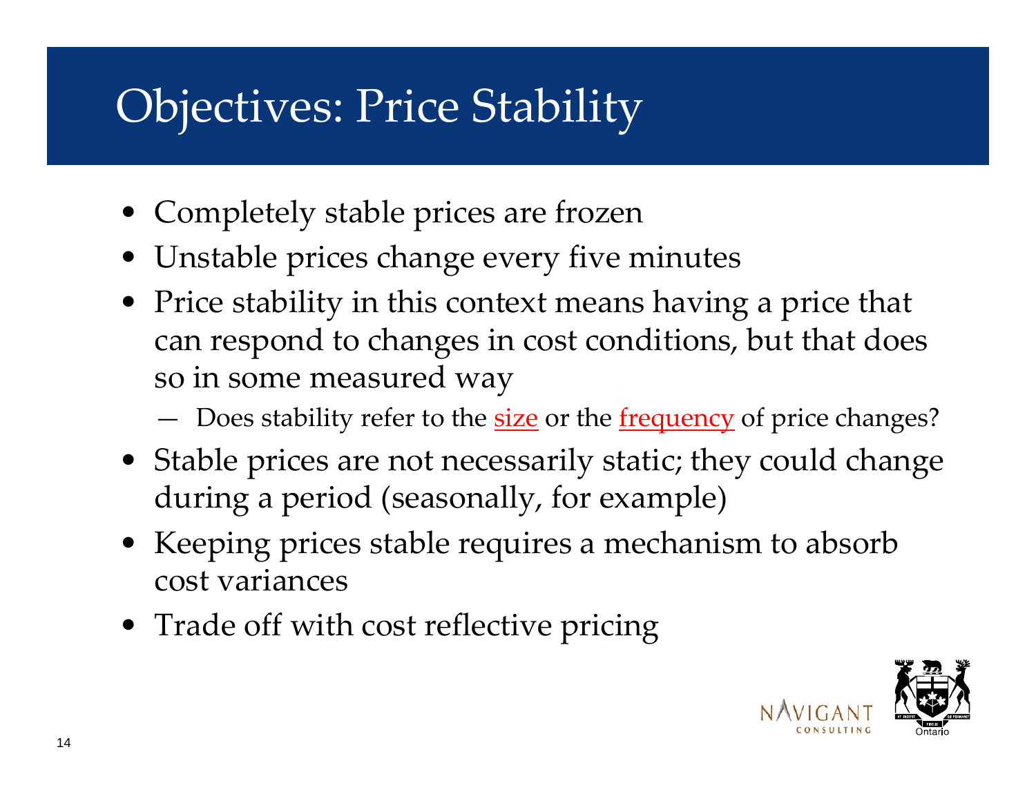# Objectives: Price Stability

- Completely stable prices are frozen
- Unstable prices change every five minutes
- Price stability in this context means having a price that can respond to changes in cost conditions, but that does so in some measured way
  - Does stability refer to the size or the frequency of price changes?
- Stable prices are not necessarily static; they could change during a period (seasonally, for example)
- Keeping prices stable requires a mechanism to absorb cost variances
- Trade off with cost reflective pricing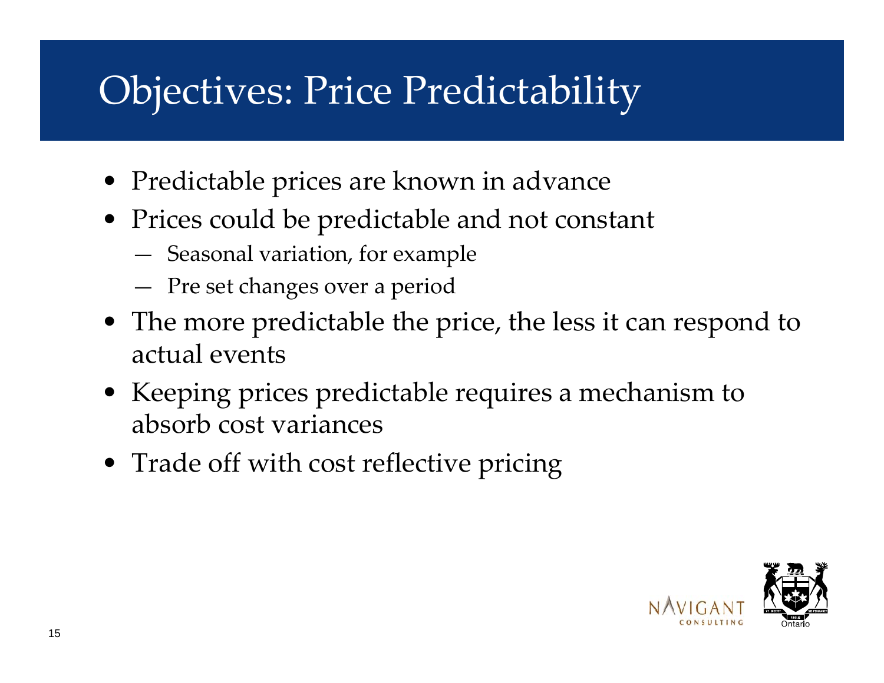# Objectives: Price Predictability

- Predictable prices are known in advance
- Prices could be predictable and not constant
  - Seasonal variation, for example
  - Pre set changes over a period
- The more predictable the price, the less it can respond to actual events
- Keeping prices predictable requires a mechanism to absorb cost variances
- Trade off with cost reflective pricing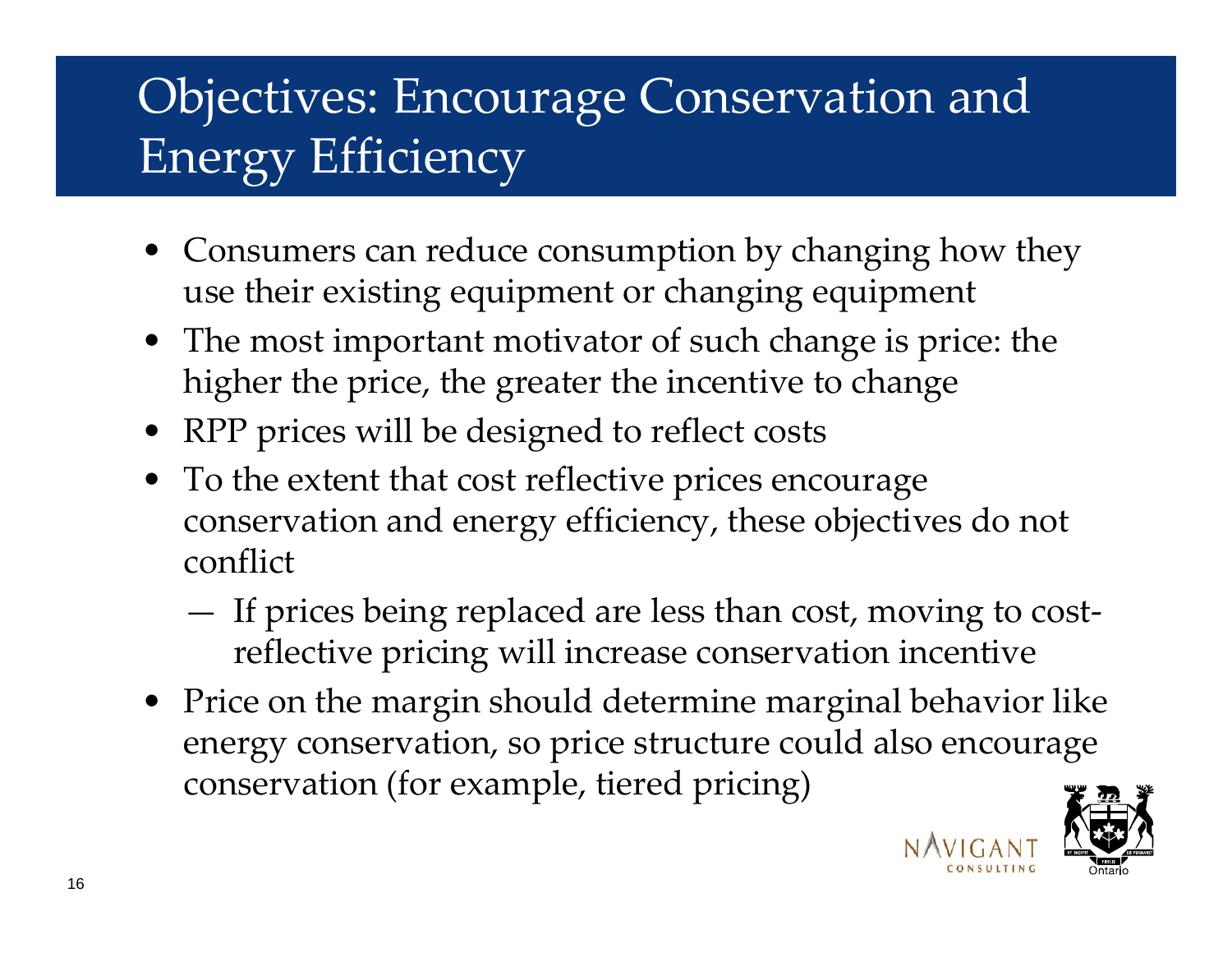# Objectives: Encourage Conservation and Energy Efficiency

- Consumers can reduce consumption by changing how they use their existing equipment or changing equipment
- The most important motivator of such change is price: the higher the price, the greater the incentive to change
- RPP prices will be designed to reflect costs
- To the extent that cost reflective prices encourage conservation and energy efficiency, these objectives do not conflict
  - If prices being replaced are less than cost, moving to cost-reflective pricing will increase conservation incentive
- Price on the margin should determine marginal behavior like energy conservation, so price structure could also encourage conservation (for example, tiered pricing)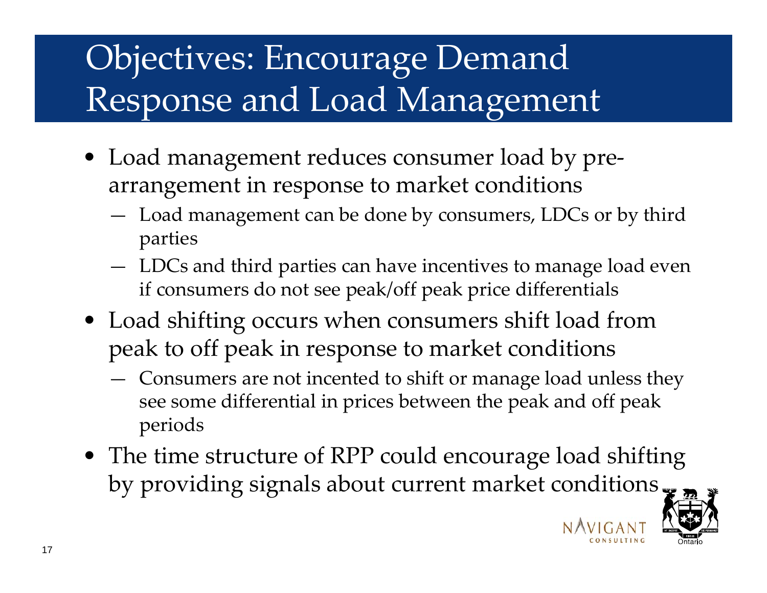# Objectives: Encourage Demand Response and Load Management

- Load management reduces consumer load by pre-arrangement in response to market conditions
  - Load management can be done by consumers, LDCs or by third parties
  - LDCs and third parties can have incentives to manage load even if consumers do not see peak/off peak price differentials
- Load shifting occurs when consumers shift load from peak to off peak in response to market conditions
  - Consumers are not incented to shift or manage load unless they see some differential in prices between the peak and off peak periods
- The time structure of RPP could encourage load shifting by providing signals about current market conditions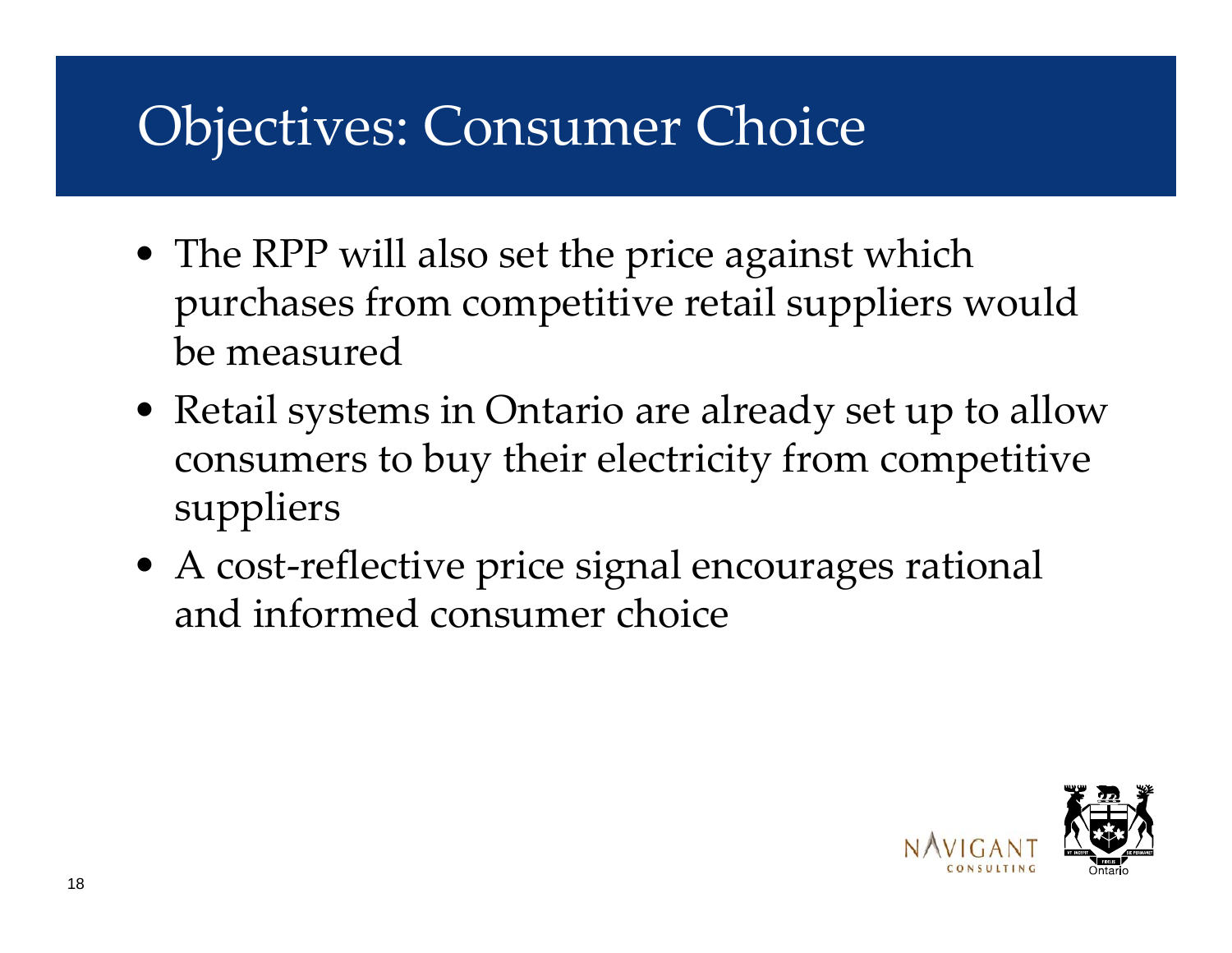# Objectives: Consumer Choice

- The RPP will also set the price against which purchases from competitive retail suppliers would be measured
- Retail systems in Ontario are already set up to allow consumers to buy their electricity from competitive suppliers
- A cost-reflective price signal encourages rational and informed consumer choice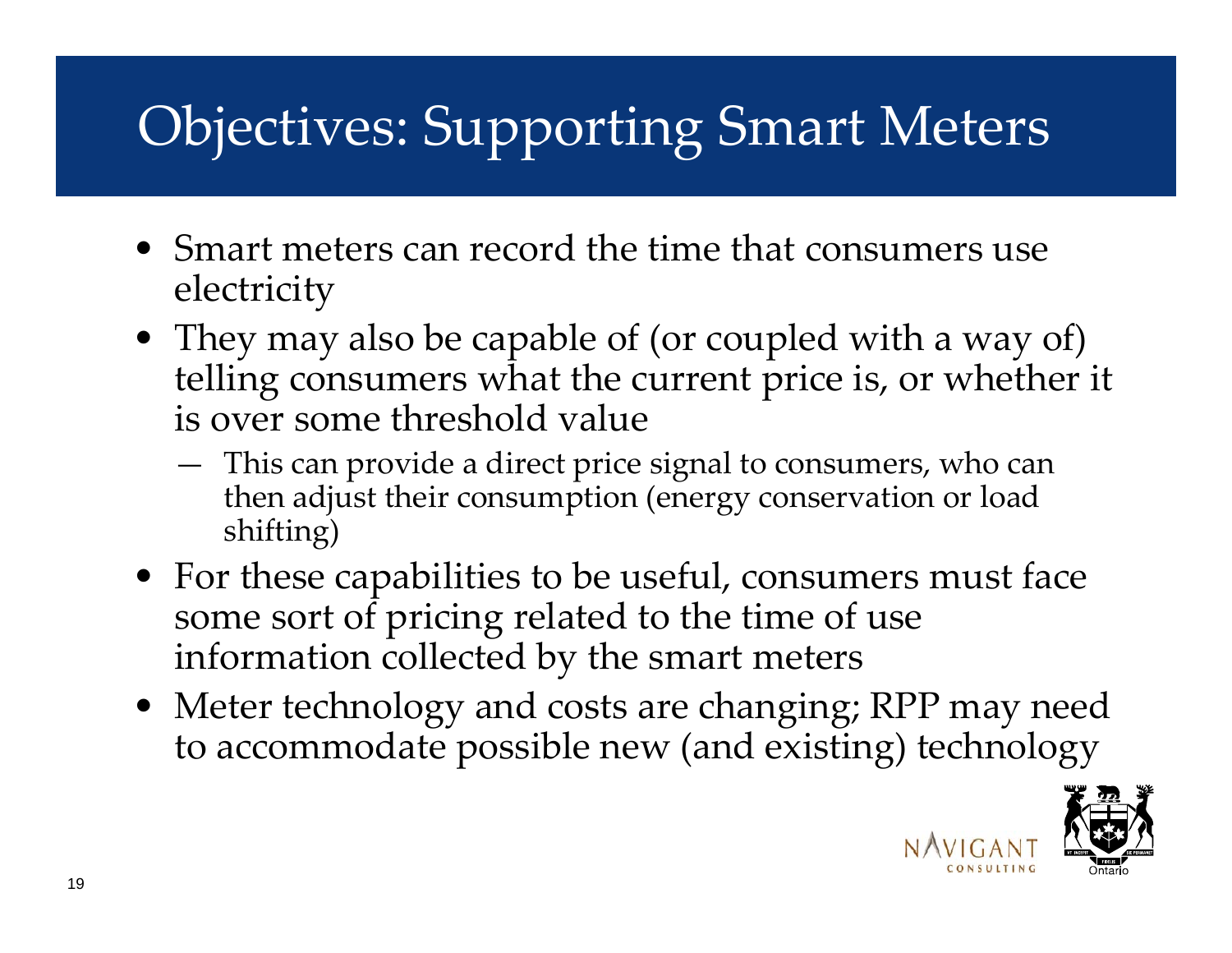# Objectives: Supporting Smart Meters

- Smart meters can record the time that consumers use electricity
- They may also be capable of (or coupled with a way of) telling consumers what the current price is, or whether it is over some threshold value
  - This can provide a direct price signal to consumers, who can then adjust their consumption (energy conservation or load shifting)
- For these capabilities to be useful, consumers must face some sort of pricing related to the time of use information collected by the smart meters
- Meter technology and costs are changing; RPP may need to accommodate possible new (and existing) technology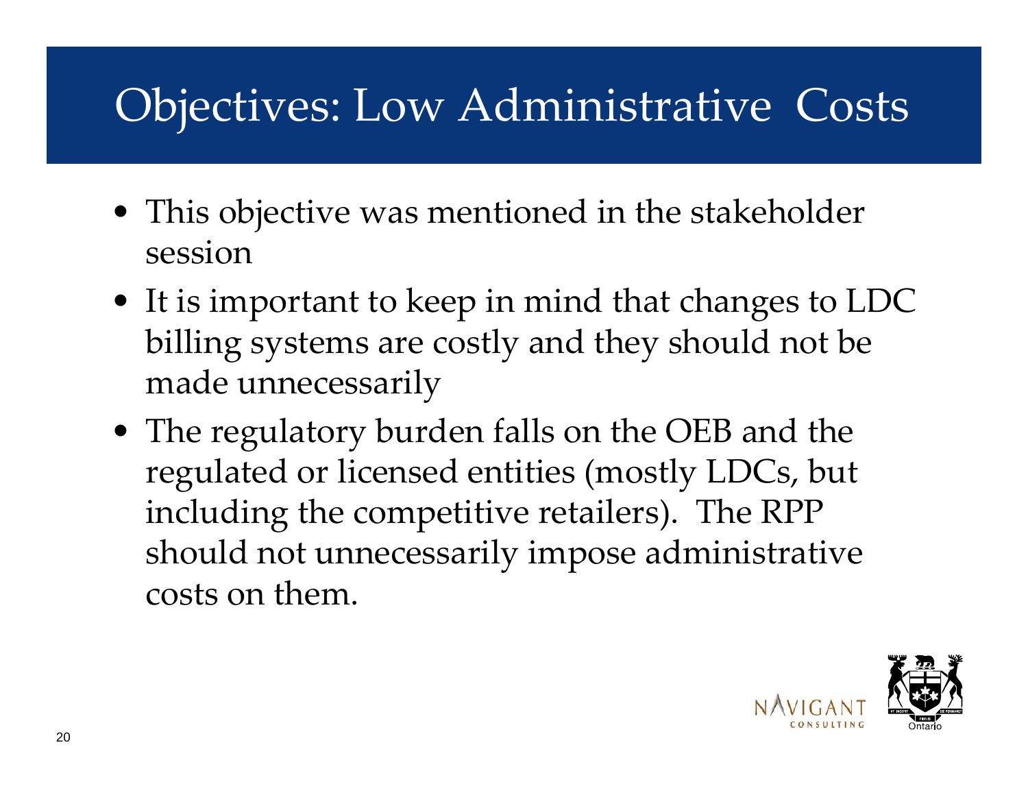# Objectives: Low Administrative Costs

- This objective was mentioned in the stakeholder session
- It is important to keep in mind that changes to LDC billing systems are costly and they should not be made unnecessarily
- The regulatory burden falls on the OEB and the regulated or licensed entities (mostly LDCs, but including the competitive retailers). The RPP should not unnecessarily impose administrative costs on them.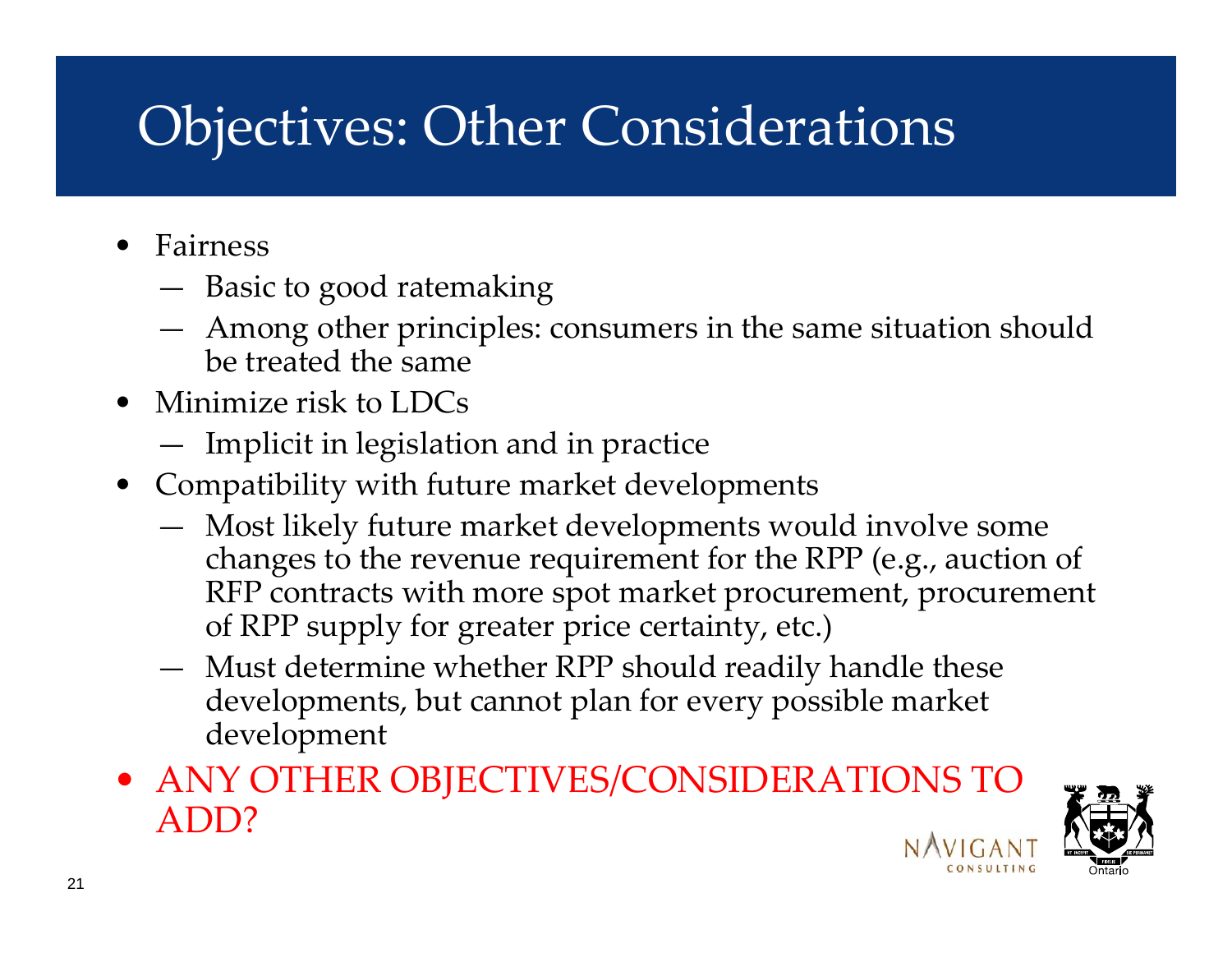# Objectives: Other Considerations

- Fairness
  - Basic to good ratemaking
  - Among other principles: consumers in the same situation should be treated the same
- Minimize risk to LDCs
  - Implicit in legislation and in practice
- Compatibility with future market developments
  - Most likely future market developments would involve some changes to the revenue requirement for the RPP (e.g., auction of RFP contracts with more spot market procurement, procurement of RPP supply for greater price certainty, etc.)
  - Must determine whether RPP should readily handle these developments, but cannot plan for every possible market development
- ANY OTHER OBJECTIVES/CONSIDERATIONS TO ADD?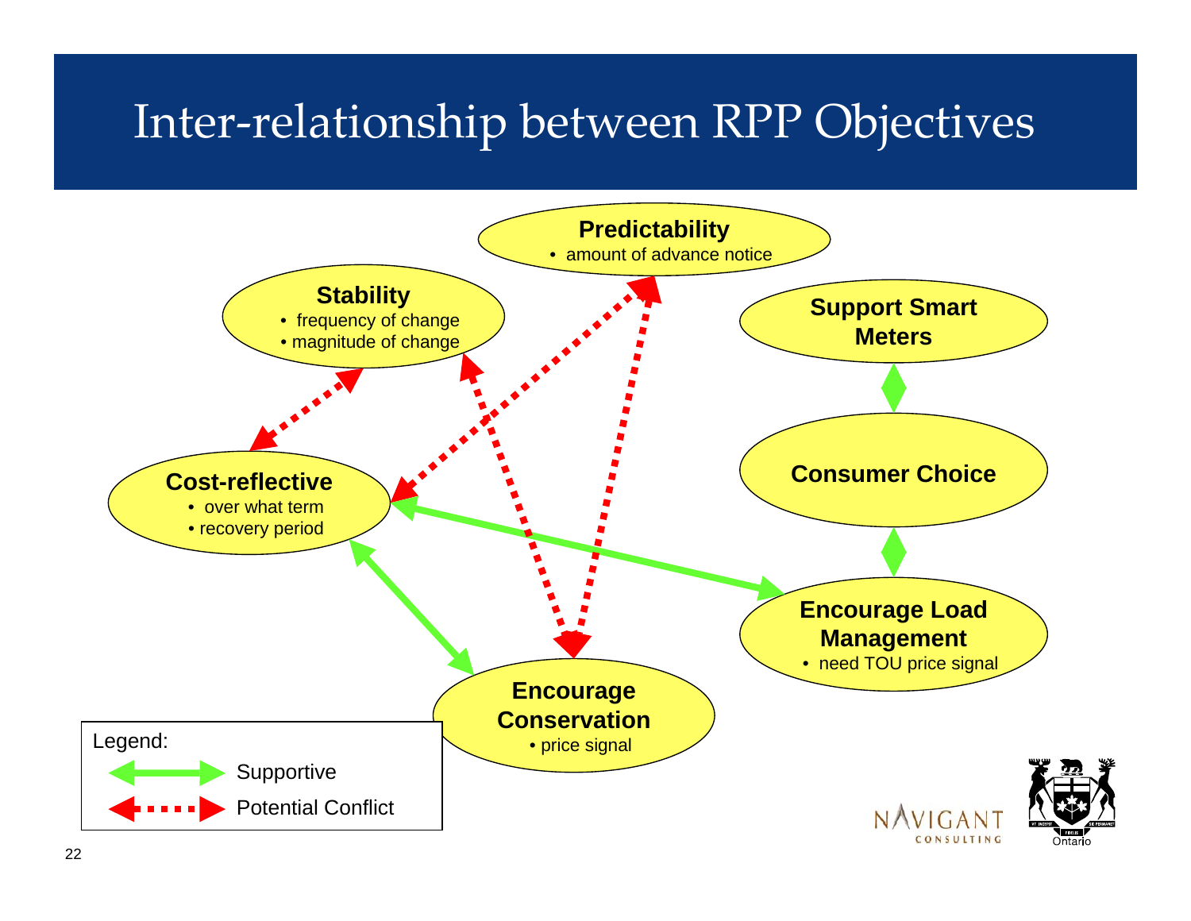# Inter-relationship between RPP Objectives

**Predictability**
- amount of advance notice

**Stability**
- frequency of change
- magnitude of change

**Support Smart Meters**

**Cost-reflective**
- over what term
- recovery period

**Consumer Choice**

**Encourage Load Management**
- need TOU price signal

**Encourage Conservation**
- price signal

Legend:
- Supportive
- Potential Conflict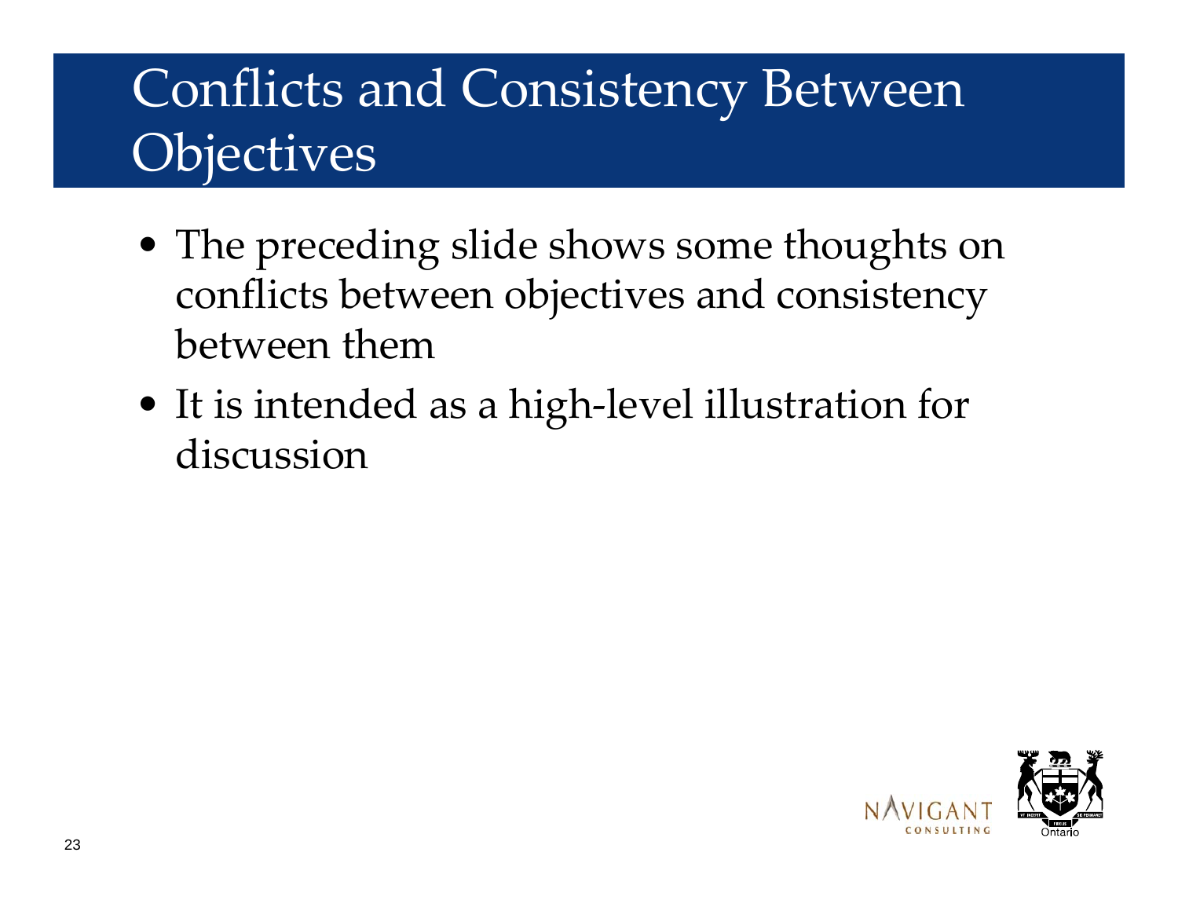# Conflicts and Consistency Between Objectives

- The preceding slide shows some thoughts on conflicts between objectives and consistency between them
- It is intended as a high-level illustration for discussion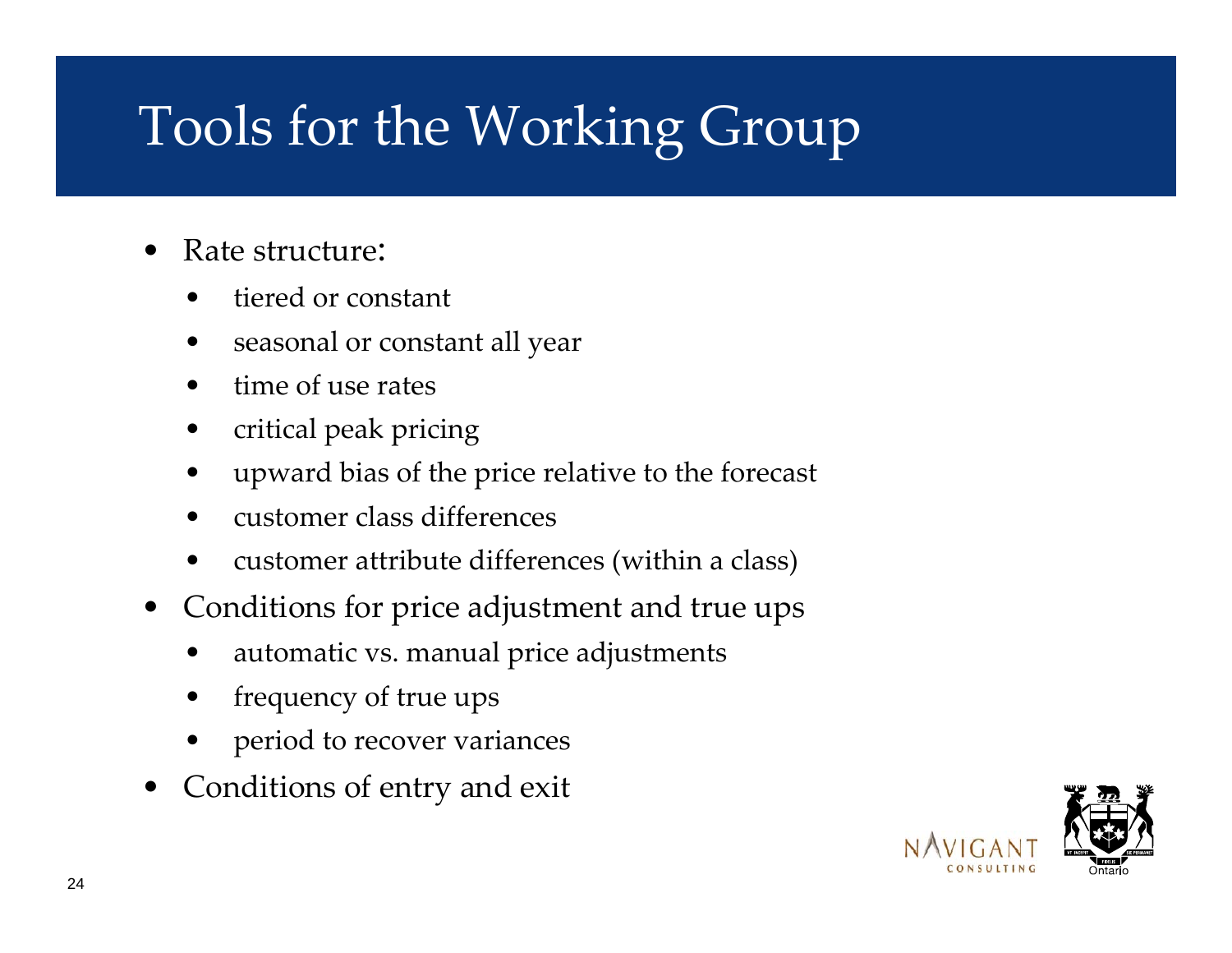# Tools for the Working Group

- Rate structure:
  - tiered or constant
  - seasonal or constant all year
  - time of use rates
  - critical peak pricing
  - upward bias of the price relative to the forecast
  - customer class differences
  - customer attribute differences (within a class)
- Conditions for price adjustment and true ups
  - automatic vs. manual price adjustments
  - frequency of true ups
  - period to recover variances
- Conditions of entry and exit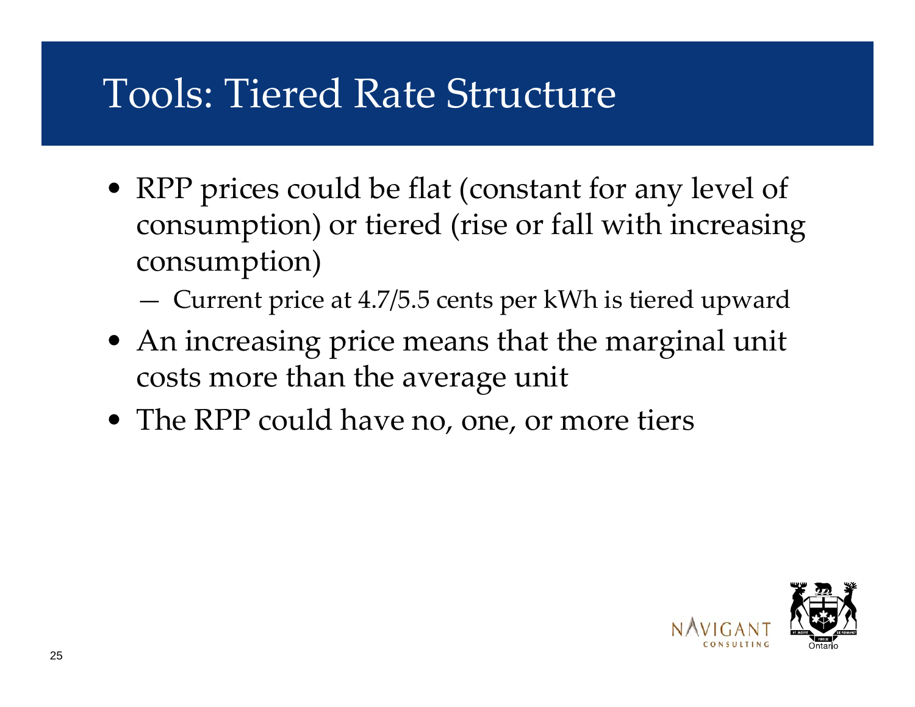# Tools: Tiered Rate Structure

- RPP prices could be flat (constant for any level of consumption) or tiered (rise or fall with increasing consumption)
  - Current price at 4.7/5.5 cents per kWh is tiered upward
- An increasing price means that the marginal unit costs more than the average unit
- The RPP could have no, one, or more tiers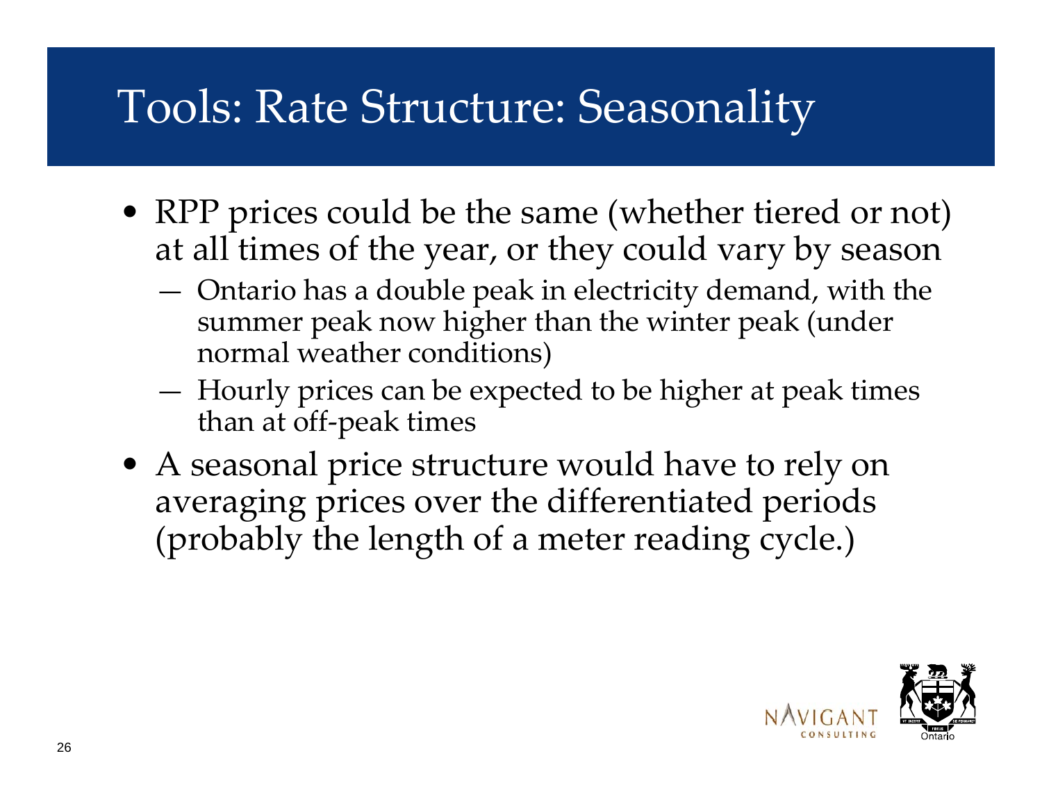# Tools: Rate Structure: Seasonality

- RPP prices could be the same (whether tiered or not) at all times of the year, or they could vary by season
  - Ontario has a double peak in electricity demand, with the summer peak now higher than the winter peak (under normal weather conditions)
  - Hourly prices can be expected to be higher at peak times than at off-peak times
- A seasonal price structure would have to rely on averaging prices over the differentiated periods (probably the length of a meter reading cycle.)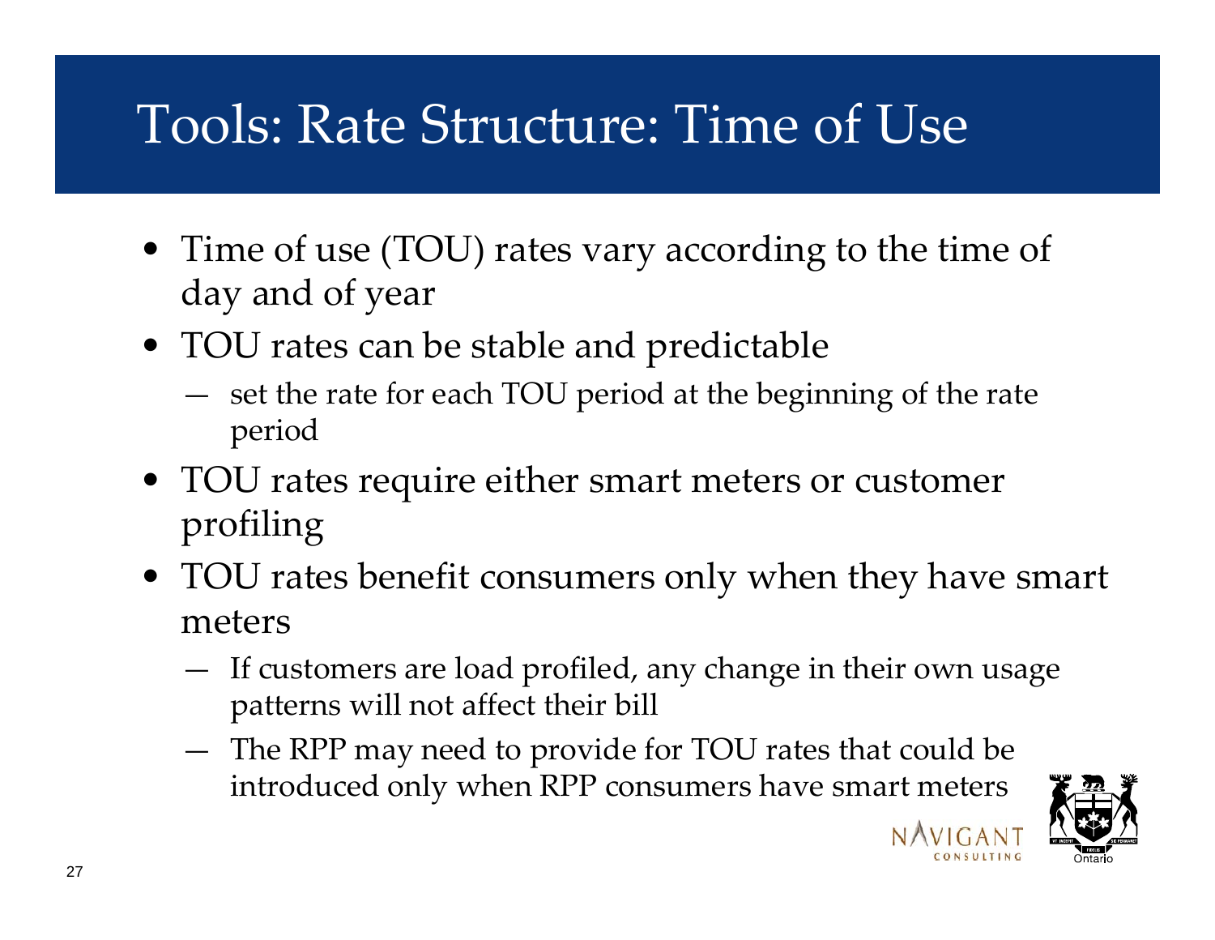# Tools: Rate Structure: Time of Use

- Time of use (TOU) rates vary according to the time of day and of year
- TOU rates can be stable and predictable
  - set the rate for each TOU period at the beginning of the rate period
- TOU rates require either smart meters or customer profiling
- TOU rates benefit consumers only when they have smart meters
  - If customers are load profiled, any change in their own usage patterns will not affect their bill
  - The RPP may need to provide for TOU rates that could be introduced only when RPP consumers have smart meters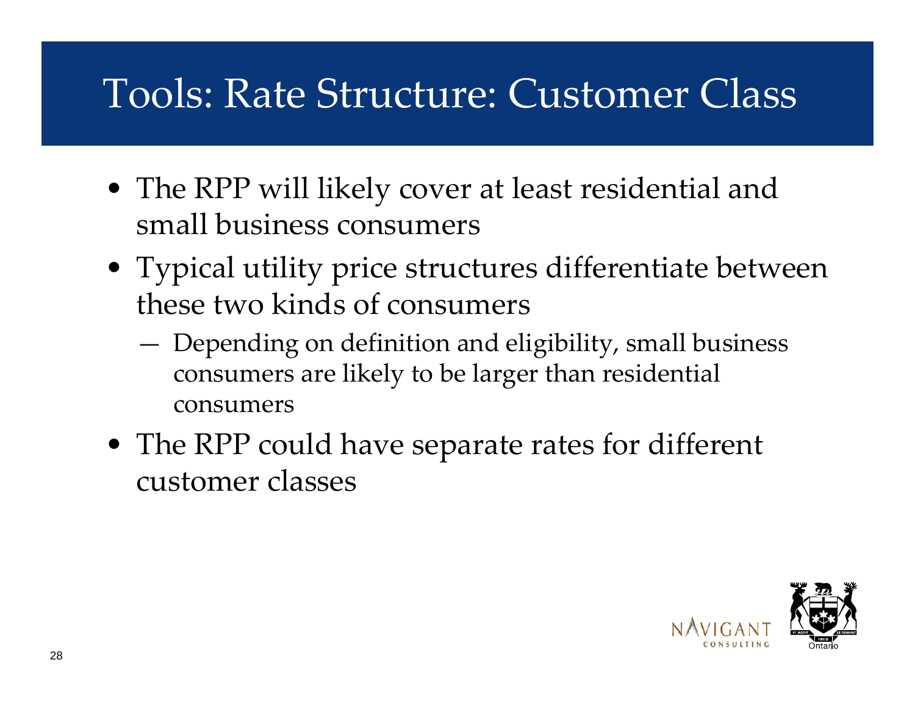# Tools: Rate Structure: Customer Class

- The RPP will likely cover at least residential and small business consumers
- Typical utility price structures differentiate between these two kinds of consumers
  - Depending on definition and eligibility, small business consumers are likely to be larger than residential consumers
- The RPP could have separate rates for different customer classes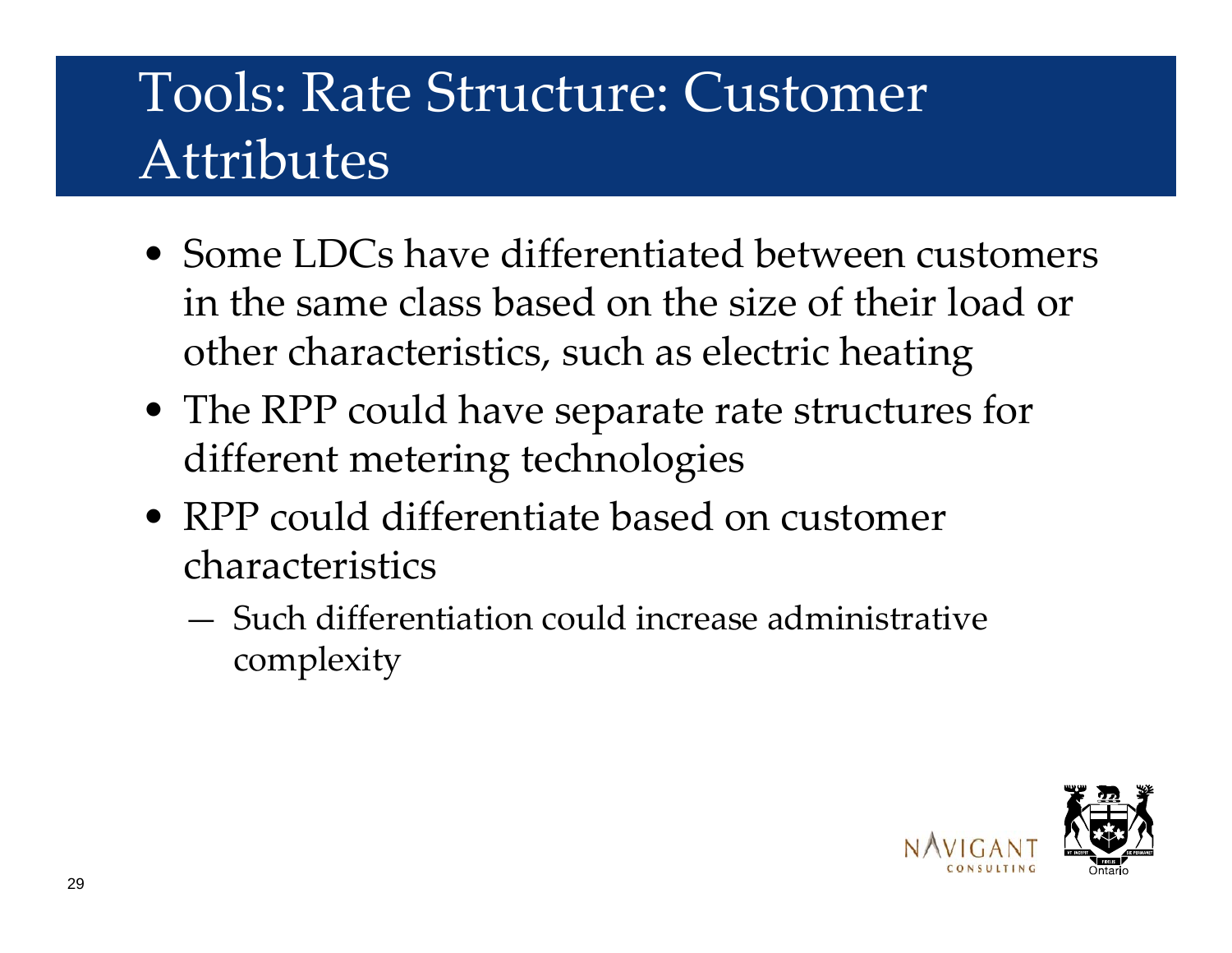# Tools: Rate Structure: Customer Attributes

- Some LDCs have differentiated between customers in the same class based on the size of their load or other characteristics, such as electric heating
- The RPP could have separate rate structures for different metering technologies
- RPP could differentiate based on customer characteristics
  - Such differentiation could increase administrative complexity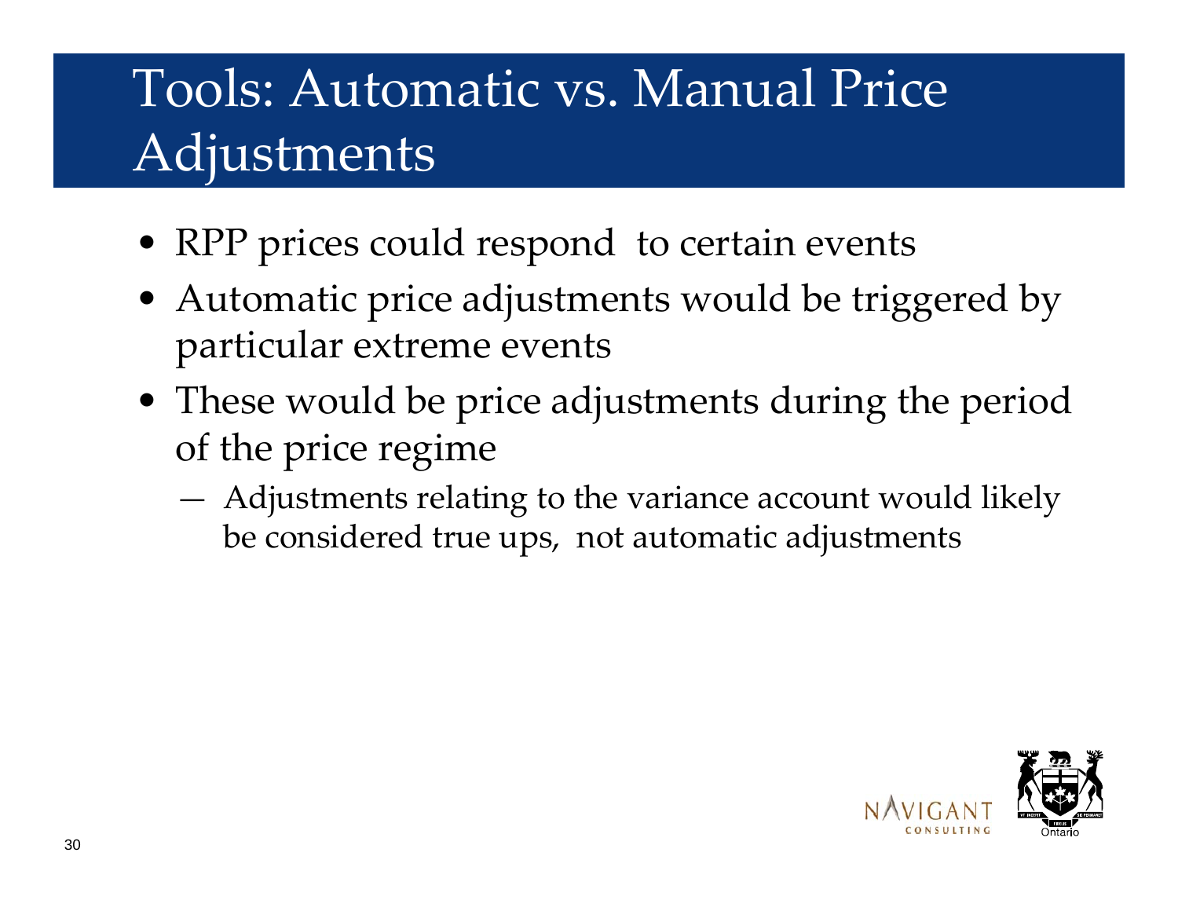# Tools: Automatic vs. Manual Price Adjustments

- RPP prices could respond  to certain events
- Automatic price adjustments would be triggered by particular extreme events
- These would be price adjustments during the period of the price regime
  - Adjustments relating to the variance account would likely be considered true ups,  not automatic adjustments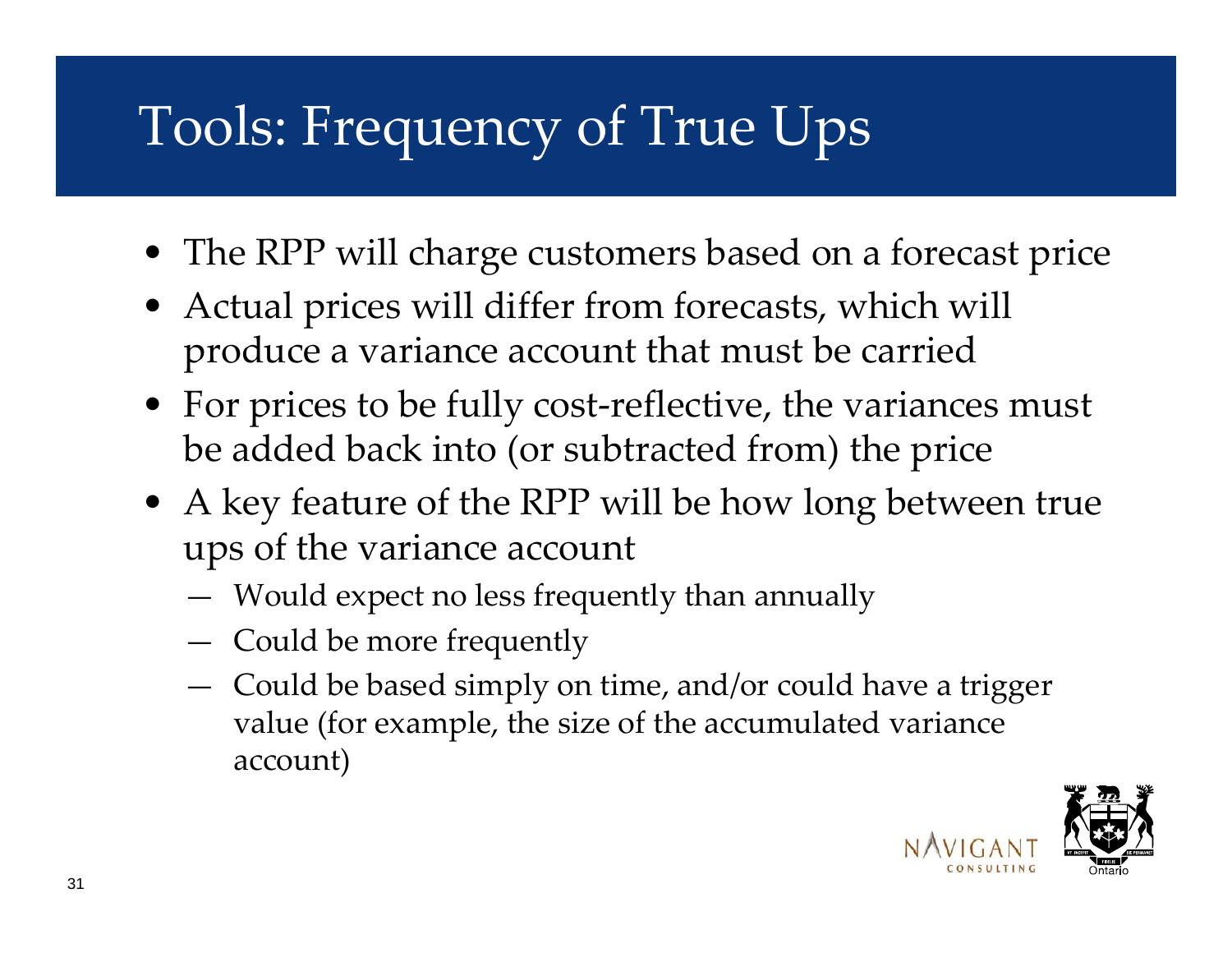# Tools: Frequency of True Ups

- The RPP will charge customers based on a forecast price
- Actual prices will differ from forecasts, which will produce a variance account that must be carried
- For prices to be fully cost-reflective, the variances must be added back into (or subtracted from) the price
- A key feature of the RPP will be how long between true ups of the variance account
  - Would expect no less frequently than annually
  - Could be more frequently
  - Could be based simply on time, and/or could have a trigger value (for example, the size of the accumulated variance account)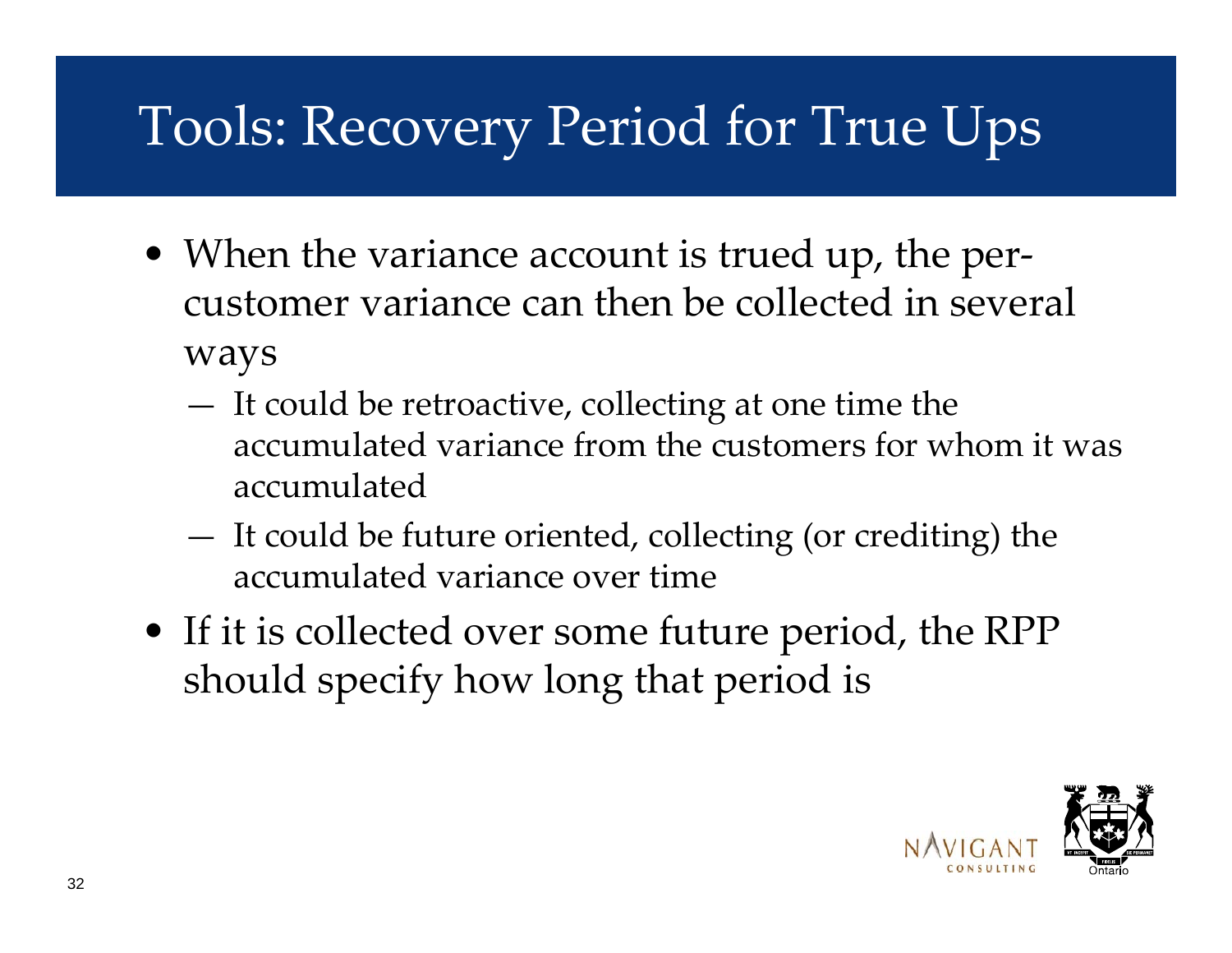# Tools: Recovery Period for True Ups

- When the variance account is trued up, the per-customer variance can then be collected in several ways
  - It could be retroactive, collecting at one time the accumulated variance from the customers for whom it was accumulated
  - It could be future oriented, collecting (or crediting) the accumulated variance over time
- If it is collected over some future period, the RPP should specify how long that period is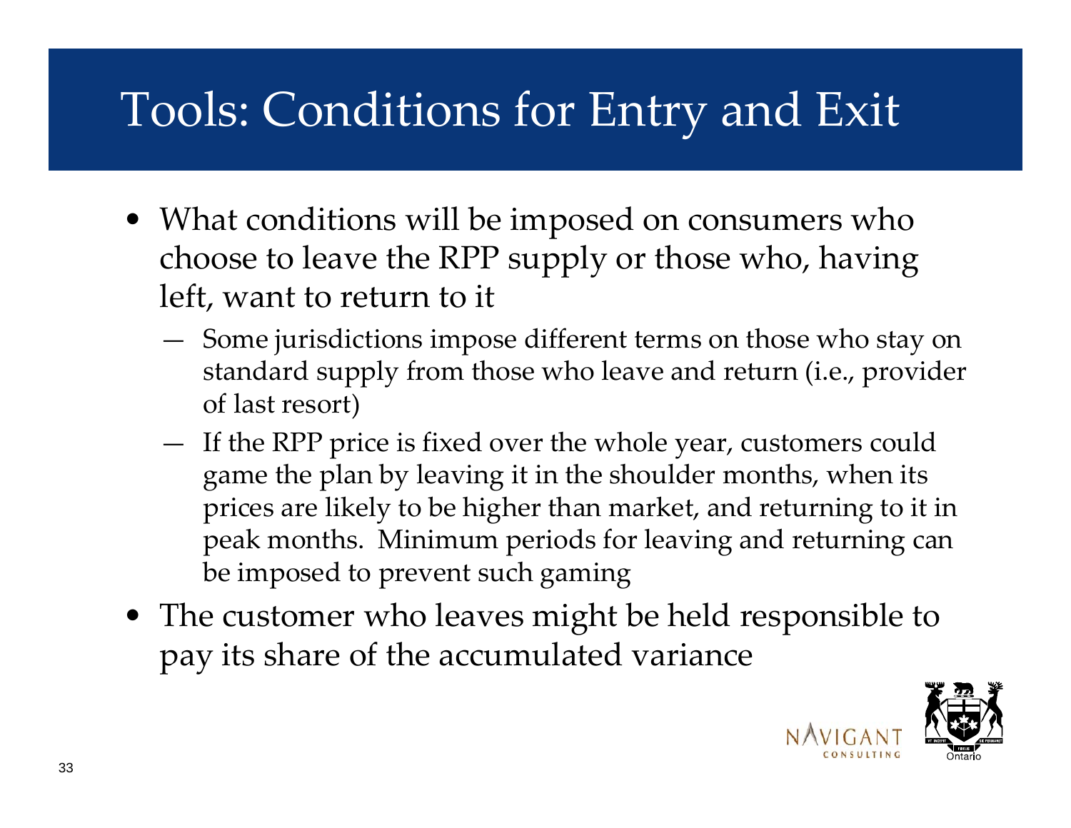# Tools: Conditions for Entry and Exit

- What conditions will be imposed on consumers who choose to leave the RPP supply or those who, having left, want to return to it
  - Some jurisdictions impose different terms on those who stay on standard supply from those who leave and return (i.e., provider of last resort)
  - If the RPP price is fixed over the whole year, customers could game the plan by leaving it in the shoulder months, when its prices are likely to be higher than market, and returning to it in peak months. Minimum periods for leaving and returning can be imposed to prevent such gaming
- The customer who leaves might be held responsible to pay its share of the accumulated variance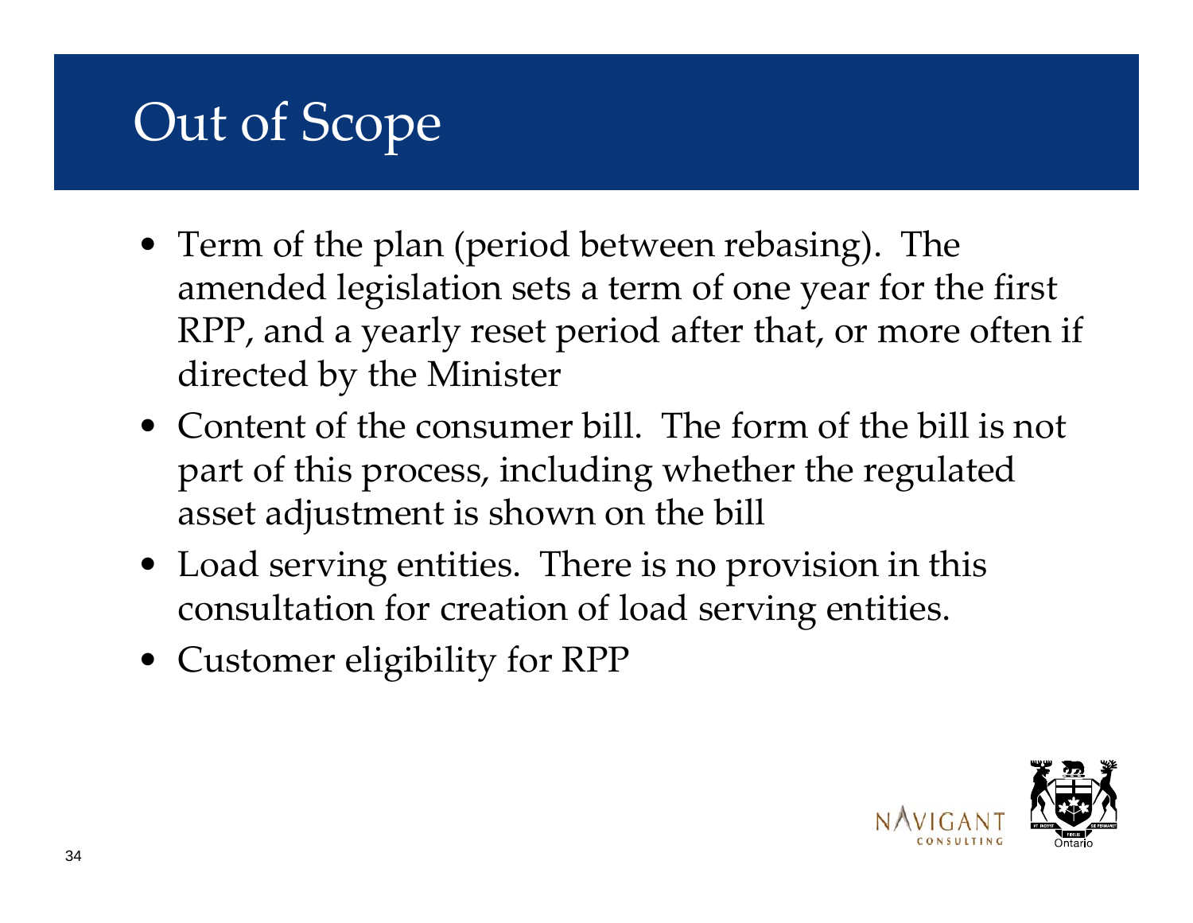# Out of Scope

- Term of the plan (period between rebasing). The amended legislation sets a term of one year for the first RPP, and a yearly reset period after that, or more often if directed by the Minister
- Content of the consumer bill. The form of the bill is not part of this process, including whether the regulated asset adjustment is shown on the bill
- Load serving entities. There is no provision in this consultation for creation of load serving entities.
- Customer eligibility for RPP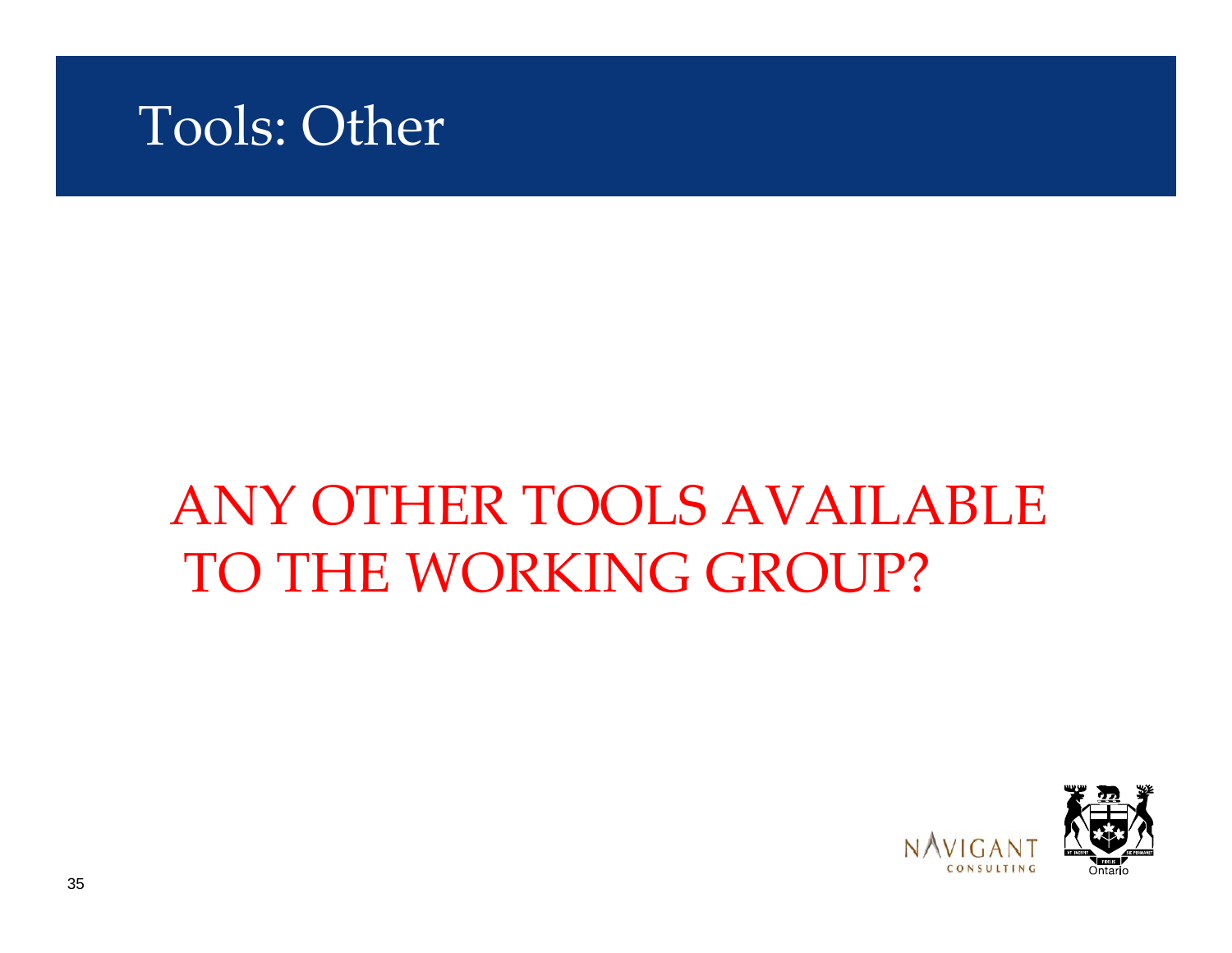# Tools: Other

ANY OTHER TOOLS AVAILABLE TO THE WORKING GROUP?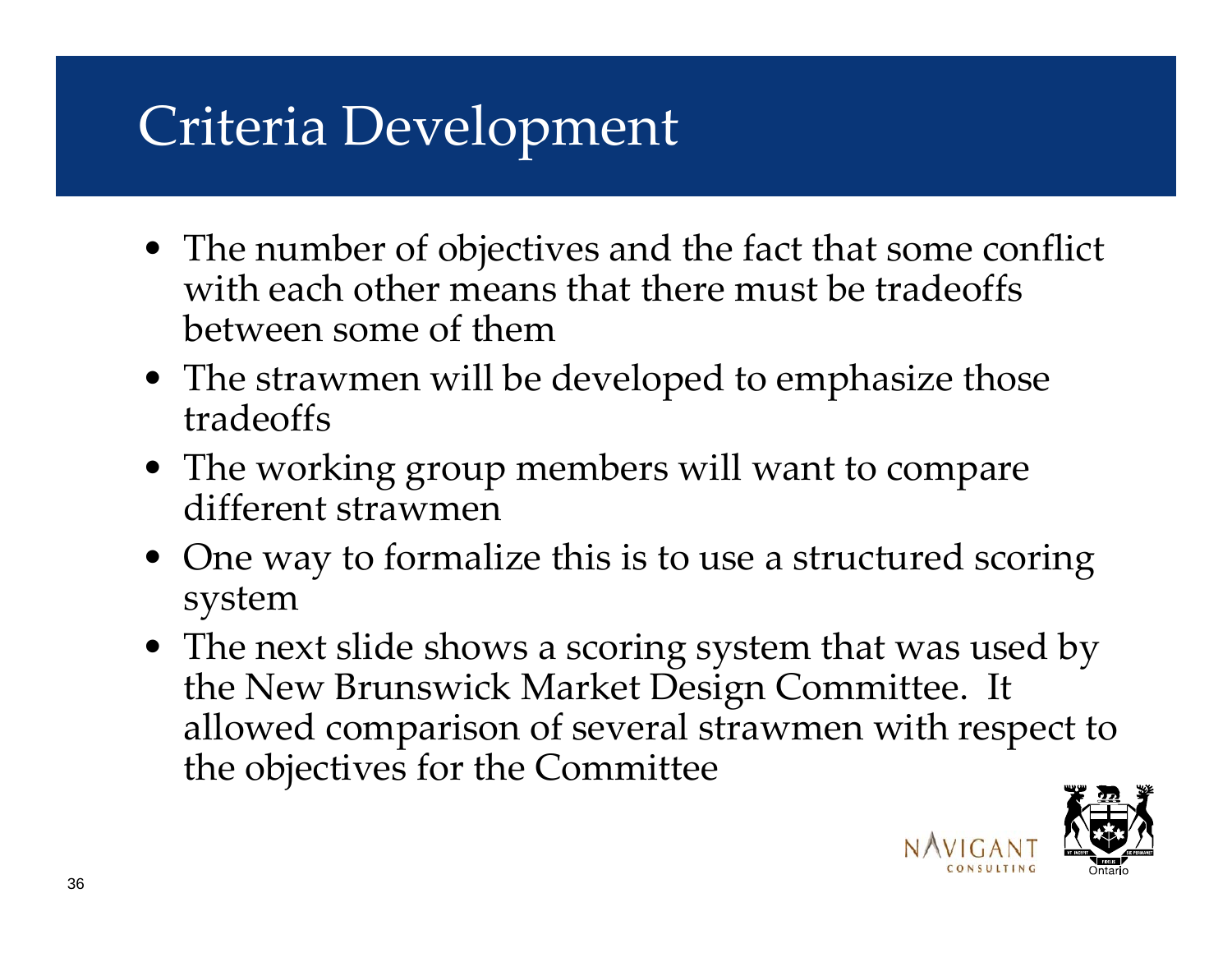# Criteria Development

- The number of objectives and the fact that some conflict with each other means that there must be tradeoffs between some of them
- The strawmen will be developed to emphasize those tradeoffs
- The working group members will want to compare different strawmen
- One way to formalize this is to use a structured scoring system
- The next slide shows a scoring system that was used by the New Brunswick Market Design Committee. It allowed comparison of several strawmen with respect to the objectives for the Committee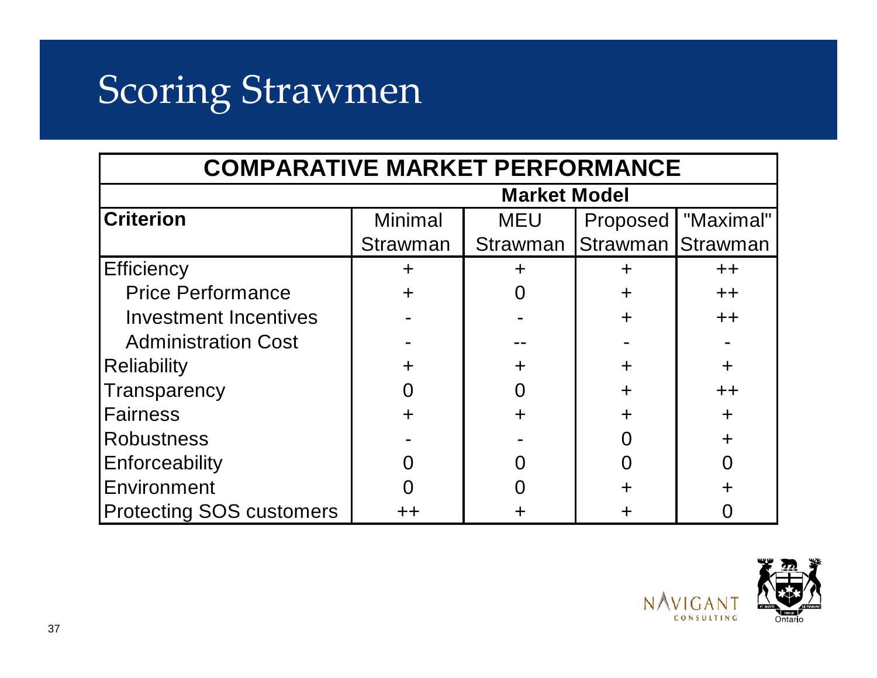# Scoring Strawmen

| COMPARATIVE MARKET PERFORMANCE | | | | |
|---|---|---|---|---|
| | Market Model | | | |
| Criterion | Minimal Strawman | MEU Strawman | Proposed Strawman | "Maximal" Strawman |
| Efficiency | + | + | + | ++ |
| Price Performance | + | 0 | + | ++ |
| Investment Incentives | - | - | + | ++ |
| Administration Cost | - | -- | - | - |
| Reliability | + | + | + | + |
| Transparency | 0 | 0 | + | ++ |
| Fairness | + | + | + | + |
| Robustness | - | - | 0 | + |
| Enforceability | 0 | 0 | 0 | 0 |
| Environment | 0 | 0 | + | + |
| Protecting SOS customers | ++ | + | + | 0 |

NAVIGANT CONSULTING

Ontario